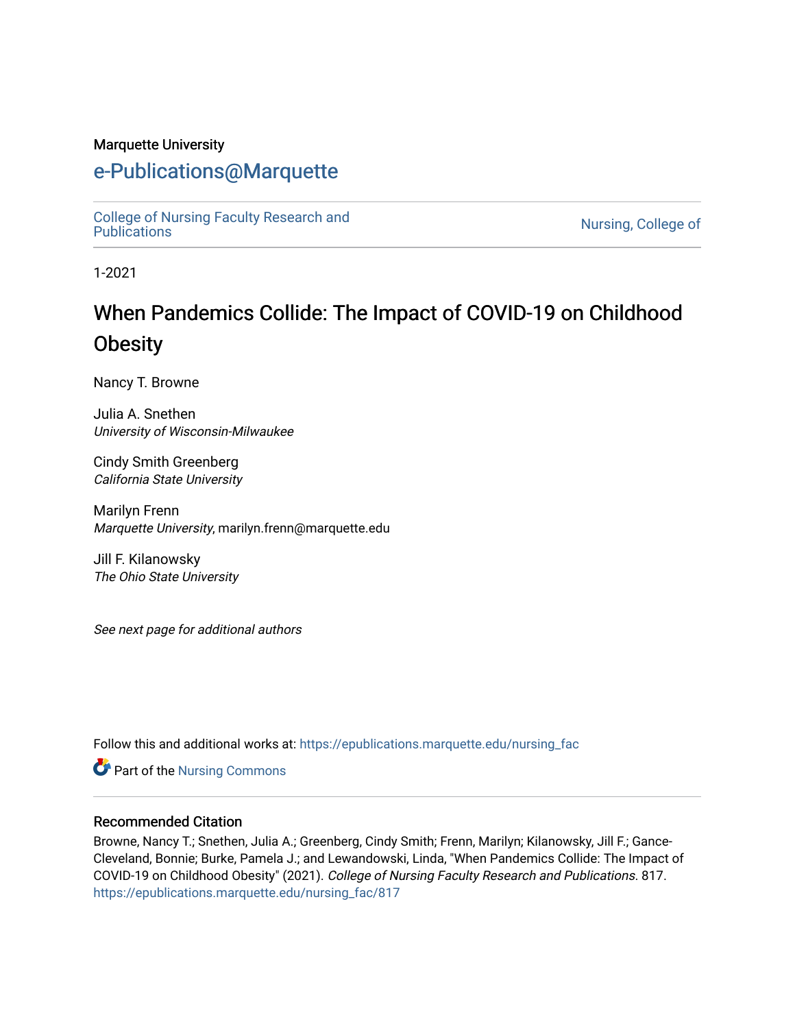Marquette University

# e-Publications@Marquette

College of Nursing Faculty Research and Publications

Nursing, College of

1-2021

# When Pandemics Collide: The Impact of COVID-19 on Childhood Obesity

Nancy T. Browne

Julia A. Snethen
*University of Wisconsin-Milwaukee*

Cindy Smith Greenberg
*California State University*

Marilyn Frenn
*Marquette University*, marilyn.frenn@marquette.edu

Jill F. Kilanowsky
*The Ohio State University*

*See next page for additional authors*

Follow this and additional works at: https://epublications.marquette.edu/nursing_fac

Part of the Nursing Commons

## Recommended Citation

Browne, Nancy T.; Snethen, Julia A.; Greenberg, Cindy Smith; Frenn, Marilyn; Kilanowsky, Jill F.; Gance-Cleveland, Bonnie; Burke, Pamela J.; and Lewandowski, Linda, "When Pandemics Collide: The Impact of COVID-19 on Childhood Obesity" (2021). *College of Nursing Faculty Research and Publications*. 817.
https://epublications.marquette.edu/nursing_fac/817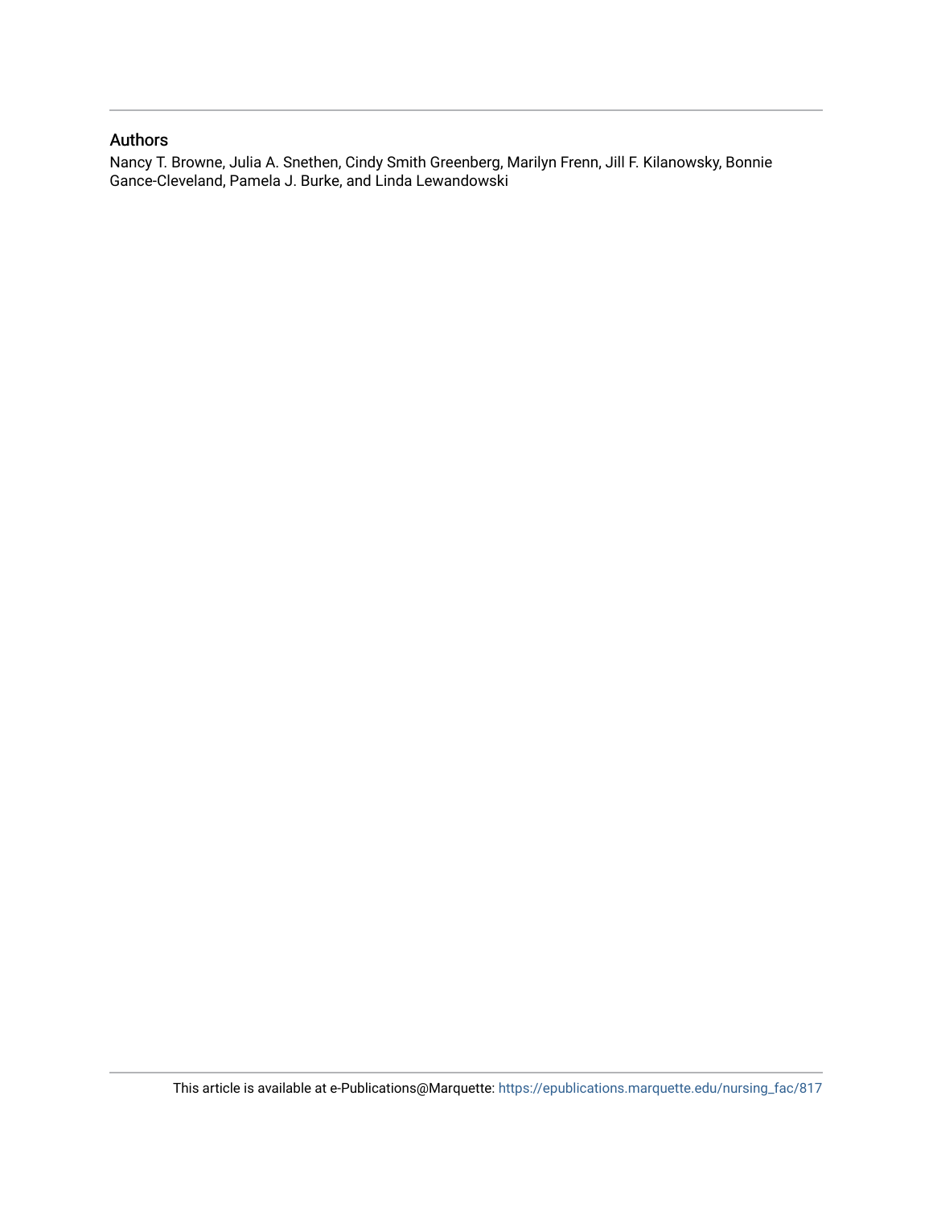## Authors

Nancy T. Browne, Julia A. Snethen, Cindy Smith Greenberg, Marilyn Frenn, Jill F. Kilanowsky, Bonnie Gance-Cleveland, Pamela J. Burke, and Linda Lewandowski

This article is available at e-Publications@Marquette: https://epublications.marquette.edu/nursing_fac/817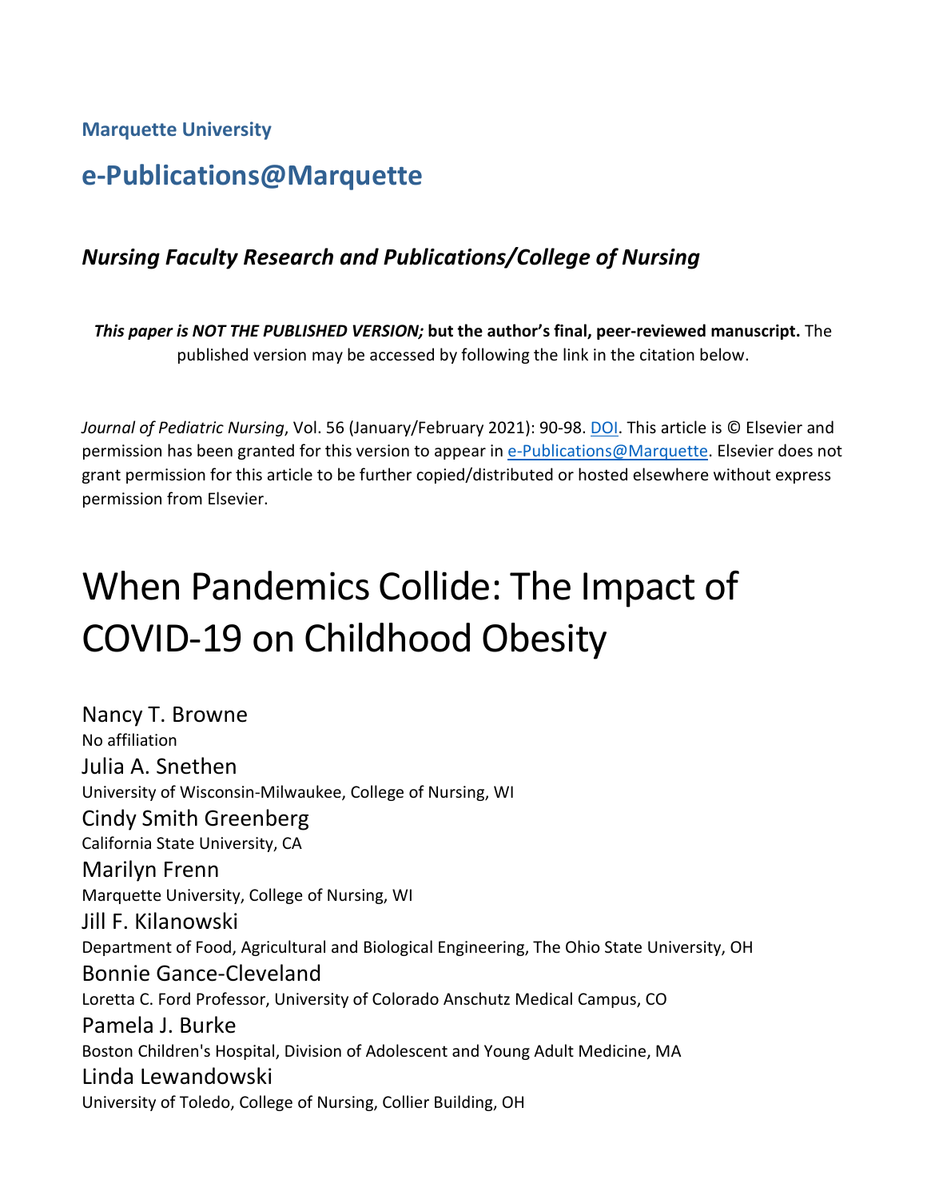**Marquette University**

## e-Publications@Marquette

### *Nursing Faculty Research and Publications/College of Nursing*

***This paper is NOT THE PUBLISHED VERSION;* but the author's final, peer-reviewed manuscript.** The published version may be accessed by following the link in the citation below.

*Journal of Pediatric Nursing*, Vol. 56 (January/February 2021): 90-98. DOI. This article is © Elsevier and permission has been granted for this version to appear in e-Publications@Marquette. Elsevier does not grant permission for this article to be further copied/distributed or hosted elsewhere without express permission from Elsevier.

# When Pandemics Collide: The Impact of COVID-19 on Childhood Obesity

Nancy T. Browne
No affiliation

Julia A. Snethen
University of Wisconsin-Milwaukee, College of Nursing, WI

Cindy Smith Greenberg
California State University, CA

Marilyn Frenn
Marquette University, College of Nursing, WI

Jill F. Kilanowski
Department of Food, Agricultural and Biological Engineering, The Ohio State University, OH

Bonnie Gance-Cleveland
Loretta C. Ford Professor, University of Colorado Anschutz Medical Campus, CO

Pamela J. Burke
Boston Children's Hospital, Division of Adolescent and Young Adult Medicine, MA

Linda Lewandowski
University of Toledo, College of Nursing, Collier Building, OH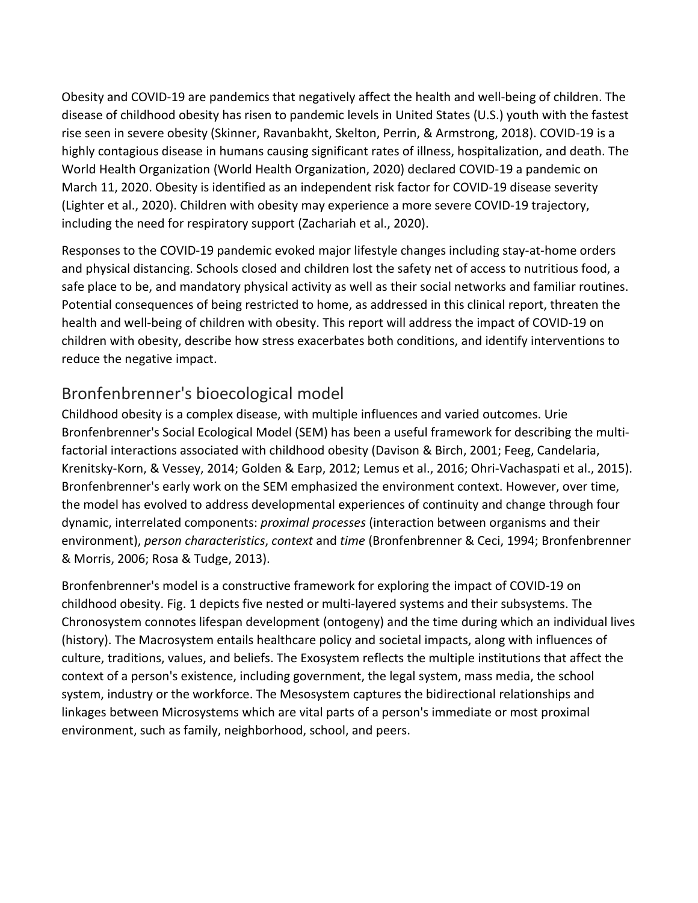Obesity and COVID-19 are pandemics that negatively affect the health and well-being of children. The disease of childhood obesity has risen to pandemic levels in United States (U.S.) youth with the fastest rise seen in severe obesity (Skinner, Ravanbakht, Skelton, Perrin, & Armstrong, 2018). COVID-19 is a highly contagious disease in humans causing significant rates of illness, hospitalization, and death. The World Health Organization (World Health Organization, 2020) declared COVID-19 a pandemic on March 11, 2020. Obesity is identified as an independent risk factor for COVID-19 disease severity (Lighter et al., 2020). Children with obesity may experience a more severe COVID-19 trajectory, including the need for respiratory support (Zachariah et al., 2020).

Responses to the COVID-19 pandemic evoked major lifestyle changes including stay-at-home orders and physical distancing. Schools closed and children lost the safety net of access to nutritious food, a safe place to be, and mandatory physical activity as well as their social networks and familiar routines. Potential consequences of being restricted to home, as addressed in this clinical report, threaten the health and well-being of children with obesity. This report will address the impact of COVID-19 on children with obesity, describe how stress exacerbates both conditions, and identify interventions to reduce the negative impact.

## Bronfenbrenner's bioecological model

Childhood obesity is a complex disease, with multiple influences and varied outcomes. Urie Bronfenbrenner's Social Ecological Model (SEM) has been a useful framework for describing the multi-factorial interactions associated with childhood obesity (Davison & Birch, 2001; Feeg, Candelaria, Krenitsky-Korn, & Vessey, 2014; Golden & Earp, 2012; Lemus et al., 2016; Ohri-Vachaspati et al., 2015). Bronfenbrenner's early work on the SEM emphasized the environment context. However, over time, the model has evolved to address developmental experiences of continuity and change through four dynamic, interrelated components: *proximal processes* (interaction between organisms and their environment), *person characteristics*, *context* and *time* (Bronfenbrenner & Ceci, 1994; Bronfenbrenner & Morris, 2006; Rosa & Tudge, 2013).

Bronfenbrenner's model is a constructive framework for exploring the impact of COVID-19 on childhood obesity. Fig. 1 depicts five nested or multi-layered systems and their subsystems. The Chronosystem connotes lifespan development (ontogeny) and the time during which an individual lives (history). The Macrosystem entails healthcare policy and societal impacts, along with influences of culture, traditions, values, and beliefs. The Exosystem reflects the multiple institutions that affect the context of a person's existence, including government, the legal system, mass media, the school system, industry or the workforce. The Mesosystem captures the bidirectional relationships and linkages between Microsystems which are vital parts of a person's immediate or most proximal environment, such as family, neighborhood, school, and peers.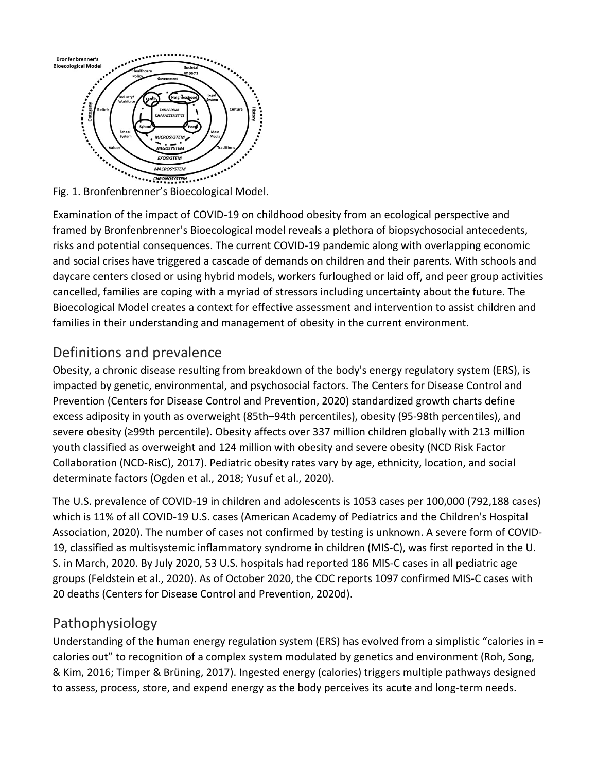Fig. 1. Bronfenbrenner's Bioecological Model.

Examination of the impact of COVID-19 on childhood obesity from an ecological perspective and framed by Bronfenbrenner's Bioecological model reveals a plethora of biopsychosocial antecedents, risks and potential consequences. The current COVID-19 pandemic along with overlapping economic and social crises have triggered a cascade of demands on children and their parents. With schools and daycare centers closed or using hybrid models, workers furloughed or laid off, and peer group activities cancelled, families are coping with a myriad of stressors including uncertainty about the future. The Bioecological Model creates a context for effective assessment and intervention to assist children and families in their understanding and management of obesity in the current environment.

## Definitions and prevalence

Obesity, a chronic disease resulting from breakdown of the body's energy regulatory system (ERS), is impacted by genetic, environmental, and psychosocial factors. The Centers for Disease Control and Prevention (Centers for Disease Control and Prevention, 2020) standardized growth charts define excess adiposity in youth as overweight (85th–94th percentiles), obesity (95-98th percentiles), and severe obesity (≥99th percentile). Obesity affects over 337 million children globally with 213 million youth classified as overweight and 124 million with obesity and severe obesity (NCD Risk Factor Collaboration (NCD-RisC), 2017). Pediatric obesity rates vary by age, ethnicity, location, and social determinate factors (Ogden et al., 2018; Yusuf et al., 2020).

The U.S. prevalence of COVID-19 in children and adolescents is 1053 cases per 100,000 (792,188 cases) which is 11% of all COVID-19 U.S. cases (American Academy of Pediatrics and the Children's Hospital Association, 2020). The number of cases not confirmed by testing is unknown. A severe form of COVID-19, classified as multisystemic inflammatory syndrome in children (MIS-C), was first reported in the U. S. in March, 2020. By July 2020, 53 U.S. hospitals had reported 186 MIS-C cases in all pediatric age groups (Feldstein et al., 2020). As of October 2020, the CDC reports 1097 confirmed MIS-C cases with 20 deaths (Centers for Disease Control and Prevention, 2020d).

## Pathophysiology

Understanding of the human energy regulation system (ERS) has evolved from a simplistic "calories in = calories out" to recognition of a complex system modulated by genetics and environment (Roh, Song, & Kim, 2016; Timper & Brüning, 2017). Ingested energy (calories) triggers multiple pathways designed to assess, process, store, and expend energy as the body perceives its acute and long-term needs.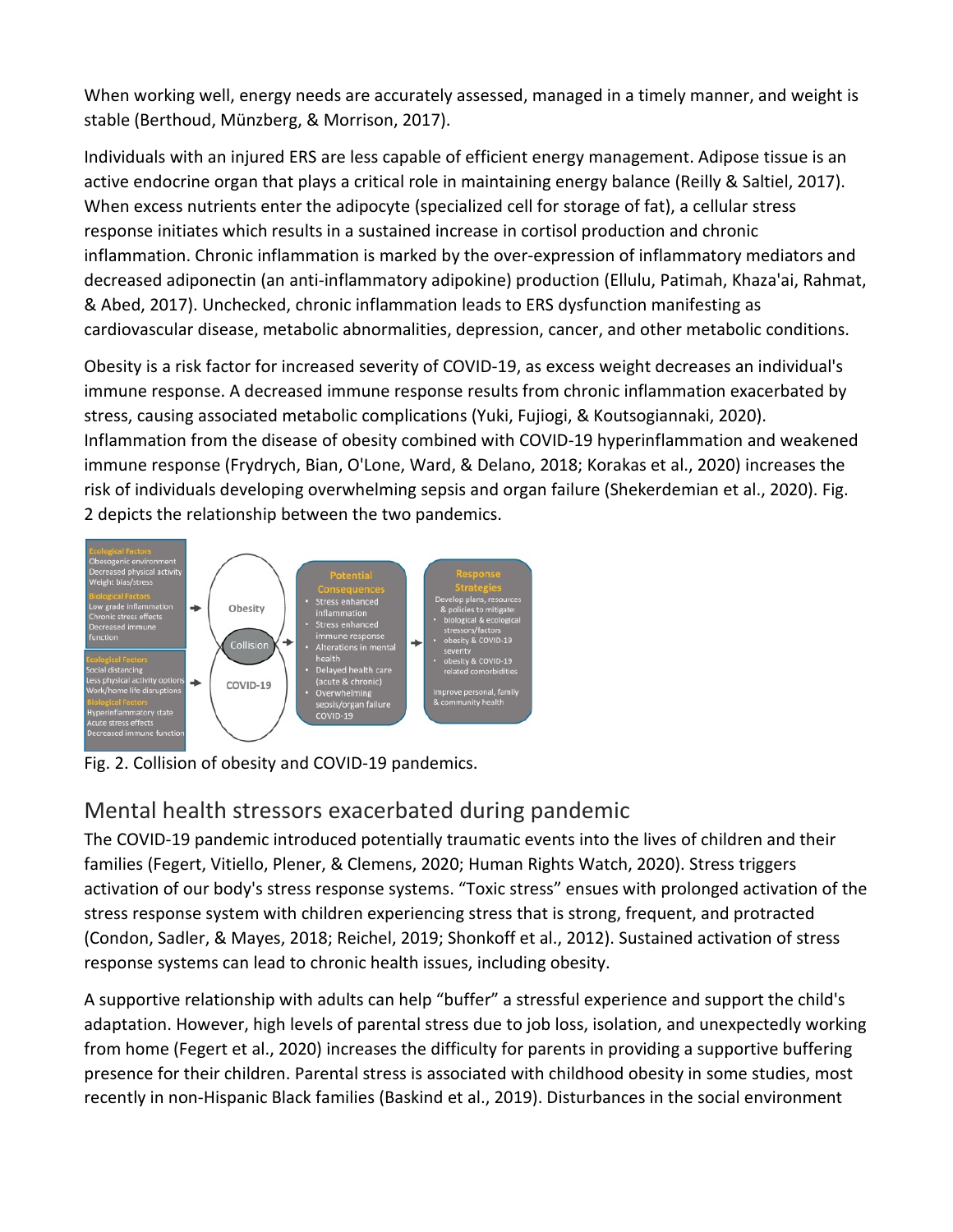When working well, energy needs are accurately assessed, managed in a timely manner, and weight is stable (Berthoud, Münzberg, & Morrison, 2017).

Individuals with an injured ERS are less capable of efficient energy management. Adipose tissue is an active endocrine organ that plays a critical role in maintaining energy balance (Reilly & Saltiel, 2017). When excess nutrients enter the adipocyte (specialized cell for storage of fat), a cellular stress response initiates which results in a sustained increase in cortisol production and chronic inflammation. Chronic inflammation is marked by the over-expression of inflammatory mediators and decreased adiponectin (an anti-inflammatory adipokine) production (Ellulu, Patimah, Khaza'ai, Rahmat, & Abed, 2017). Unchecked, chronic inflammation leads to ERS dysfunction manifesting as cardiovascular disease, metabolic abnormalities, depression, cancer, and other metabolic conditions.

Obesity is a risk factor for increased severity of COVID-19, as excess weight decreases an individual's immune response. A decreased immune response results from chronic inflammation exacerbated by stress, causing associated metabolic complications (Yuki, Fujiogi, & Koutsogiannaki, 2020). Inflammation from the disease of obesity combined with COVID-19 hyperinflammation and weakened immune response (Frydrych, Bian, O'Lone, Ward, & Delano, 2018; Korakas et al., 2020) increases the risk of individuals developing overwhelming sepsis and organ failure (Shekerdemian et al., 2020). Fig. 2 depicts the relationship between the two pandemics.

Fig. 2. Collision of obesity and COVID-19 pandemics.

## Mental health stressors exacerbated during pandemic

The COVID-19 pandemic introduced potentially traumatic events into the lives of children and their families (Fegert, Vitiello, Plener, & Clemens, 2020; Human Rights Watch, 2020). Stress triggers activation of our body's stress response systems. "Toxic stress" ensues with prolonged activation of the stress response system with children experiencing stress that is strong, frequent, and protracted (Condon, Sadler, & Mayes, 2018; Reichel, 2019; Shonkoff et al., 2012). Sustained activation of stress response systems can lead to chronic health issues, including obesity.

A supportive relationship with adults can help "buffer" a stressful experience and support the child's adaptation. However, high levels of parental stress due to job loss, isolation, and unexpectedly working from home (Fegert et al., 2020) increases the difficulty for parents in providing a supportive buffering presence for their children. Parental stress is associated with childhood obesity in some studies, most recently in non-Hispanic Black families (Baskind et al., 2019). Disturbances in the social environment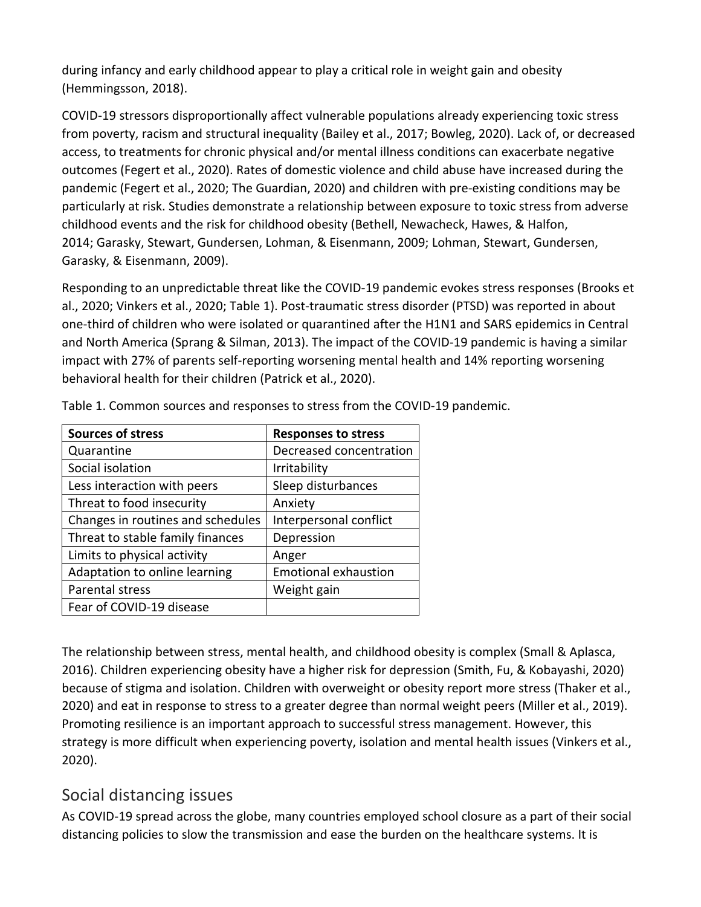during infancy and early childhood appear to play a critical role in weight gain and obesity (Hemmingsson, 2018).

COVID-19 stressors disproportionally affect vulnerable populations already experiencing toxic stress from poverty, racism and structural inequality (Bailey et al., 2017; Bowleg, 2020). Lack of, or decreased access, to treatments for chronic physical and/or mental illness conditions can exacerbate negative outcomes (Fegert et al., 2020). Rates of domestic violence and child abuse have increased during the pandemic (Fegert et al., 2020; The Guardian, 2020) and children with pre-existing conditions may be particularly at risk. Studies demonstrate a relationship between exposure to toxic stress from adverse childhood events and the risk for childhood obesity (Bethell, Newacheck, Hawes, & Halfon, 2014; Garasky, Stewart, Gundersen, Lohman, & Eisenmann, 2009; Lohman, Stewart, Gundersen, Garasky, & Eisenmann, 2009).

Responding to an unpredictable threat like the COVID-19 pandemic evokes stress responses (Brooks et al., 2020; Vinkers et al., 2020; Table 1). Post-traumatic stress disorder (PTSD) was reported in about one-third of children who were isolated or quarantined after the H1N1 and SARS epidemics in Central and North America (Sprang & Silman, 2013). The impact of the COVID-19 pandemic is having a similar impact with 27% of parents self-reporting worsening mental health and 14% reporting worsening behavioral health for their children (Patrick et al., 2020).

Table 1. Common sources and responses to stress from the COVID-19 pandemic.

| **Sources of stress** | **Responses to stress** |
|---|---|
| Quarantine | Decreased concentration |
| Social isolation | Irritability |
| Less interaction with peers | Sleep disturbances |
| Threat to food insecurity | Anxiety |
| Changes in routines and schedules | Interpersonal conflict |
| Threat to stable family finances | Depression |
| Limits to physical activity | Anger |
| Adaptation to online learning | Emotional exhaustion |
| Parental stress | Weight gain |
| Fear of COVID-19 disease | |

The relationship between stress, mental health, and childhood obesity is complex (Small & Aplasca, 2016). Children experiencing obesity have a higher risk for depression (Smith, Fu, & Kobayashi, 2020) because of stigma and isolation. Children with overweight or obesity report more stress (Thaker et al., 2020) and eat in response to stress to a greater degree than normal weight peers (Miller et al., 2019). Promoting resilience is an important approach to successful stress management. However, this strategy is more difficult when experiencing poverty, isolation and mental health issues (Vinkers et al., 2020).

## Social distancing issues

As COVID-19 spread across the globe, many countries employed school closure as a part of their social distancing policies to slow the transmission and ease the burden on the healthcare systems. It is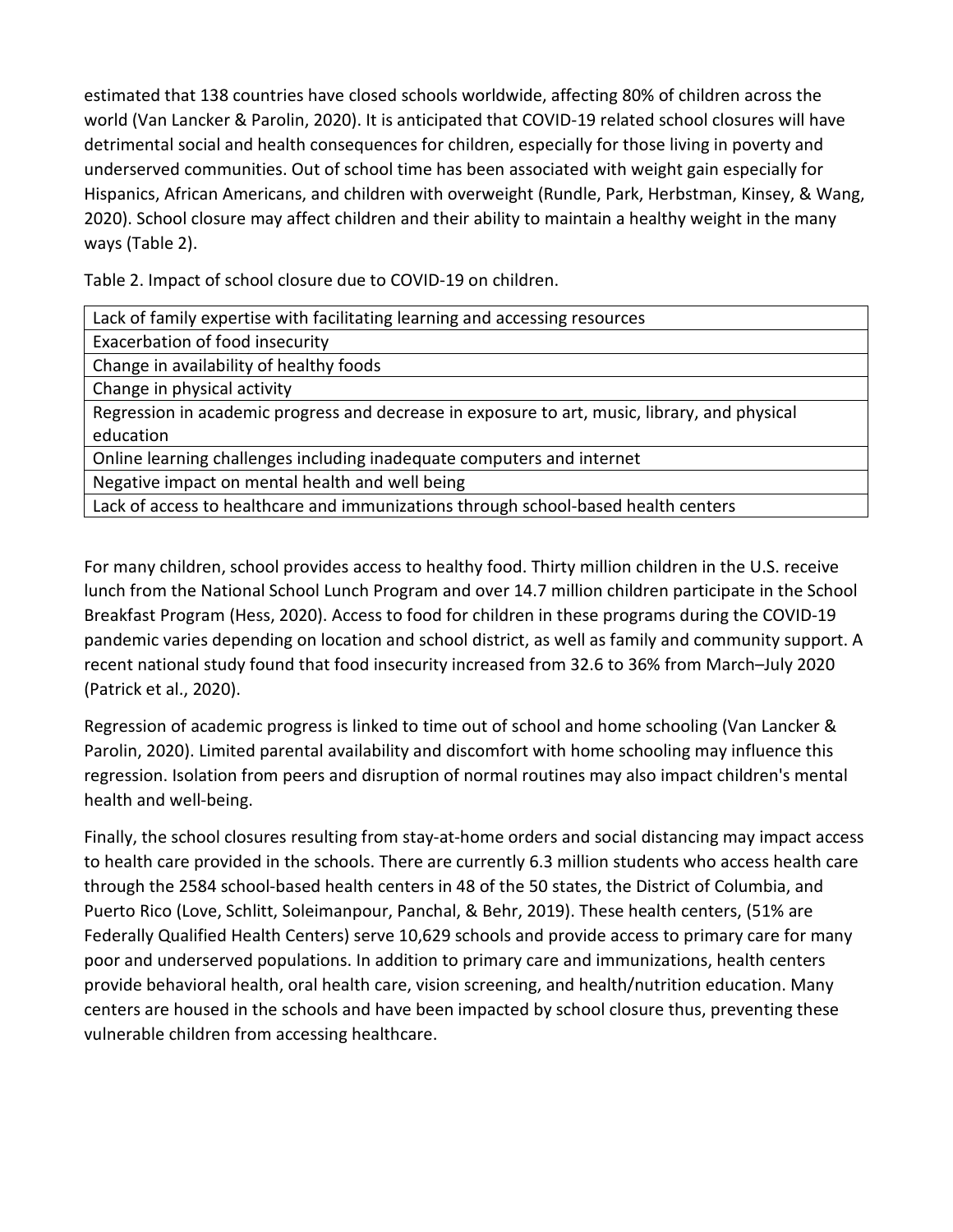estimated that 138 countries have closed schools worldwide, affecting 80% of children across the world (Van Lancker & Parolin, 2020). It is anticipated that COVID-19 related school closures will have detrimental social and health consequences for children, especially for those living in poverty and underserved communities. Out of school time has been associated with weight gain especially for Hispanics, African Americans, and children with overweight (Rundle, Park, Herbstman, Kinsey, & Wang, 2020). School closure may affect children and their ability to maintain a healthy weight in the many ways (Table 2).

Table 2. Impact of school closure due to COVID-19 on children.

| |
|---|
| Lack of family expertise with facilitating learning and accessing resources |
| Exacerbation of food insecurity |
| Change in availability of healthy foods |
| Change in physical activity |
| Regression in academic progress and decrease in exposure to art, music, library, and physical education |
| Online learning challenges including inadequate computers and internet |
| Negative impact on mental health and well being |
| Lack of access to healthcare and immunizations through school-based health centers |

For many children, school provides access to healthy food. Thirty million children in the U.S. receive lunch from the National School Lunch Program and over 14.7 million children participate in the School Breakfast Program (Hess, 2020). Access to food for children in these programs during the COVID-19 pandemic varies depending on location and school district, as well as family and community support. A recent national study found that food insecurity increased from 32.6 to 36% from March–July 2020 (Patrick et al., 2020).

Regression of academic progress is linked to time out of school and home schooling (Van Lancker & Parolin, 2020). Limited parental availability and discomfort with home schooling may influence this regression. Isolation from peers and disruption of normal routines may also impact children's mental health and well-being.

Finally, the school closures resulting from stay-at-home orders and social distancing may impact access to health care provided in the schools. There are currently 6.3 million students who access health care through the 2584 school-based health centers in 48 of the 50 states, the District of Columbia, and Puerto Rico (Love, Schlitt, Soleimanpour, Panchal, & Behr, 2019). These health centers, (51% are Federally Qualified Health Centers) serve 10,629 schools and provide access to primary care for many poor and underserved populations. In addition to primary care and immunizations, health centers provide behavioral health, oral health care, vision screening, and health/nutrition education. Many centers are housed in the schools and have been impacted by school closure thus, preventing these vulnerable children from accessing healthcare.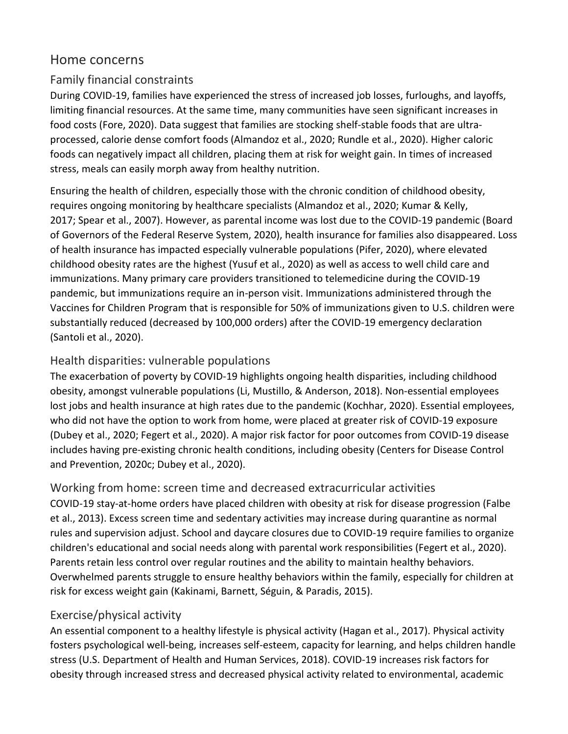## Home concerns

### Family financial constraints

During COVID-19, families have experienced the stress of increased job losses, furloughs, and layoffs, limiting financial resources. At the same time, many communities have seen significant increases in food costs (Fore, 2020). Data suggest that families are stocking shelf-stable foods that are ultra-processed, calorie dense comfort foods (Almandoz et al., 2020; Rundle et al., 2020). Higher caloric foods can negatively impact all children, placing them at risk for weight gain. In times of increased stress, meals can easily morph away from healthy nutrition.

Ensuring the health of children, especially those with the chronic condition of childhood obesity, requires ongoing monitoring by healthcare specialists (Almandoz et al., 2020; Kumar & Kelly, 2017; Spear et al., 2007). However, as parental income was lost due to the COVID-19 pandemic (Board of Governors of the Federal Reserve System, 2020), health insurance for families also disappeared. Loss of health insurance has impacted especially vulnerable populations (Pifer, 2020), where elevated childhood obesity rates are the highest (Yusuf et al., 2020) as well as access to well child care and immunizations. Many primary care providers transitioned to telemedicine during the COVID-19 pandemic, but immunizations require an in-person visit. Immunizations administered through the Vaccines for Children Program that is responsible for 50% of immunizations given to U.S. children were substantially reduced (decreased by 100,000 orders) after the COVID-19 emergency declaration (Santoli et al., 2020).

### Health disparities: vulnerable populations

The exacerbation of poverty by COVID-19 highlights ongoing health disparities, including childhood obesity, amongst vulnerable populations (Li, Mustillo, & Anderson, 2018). Non-essential employees lost jobs and health insurance at high rates due to the pandemic (Kochhar, 2020). Essential employees, who did not have the option to work from home, were placed at greater risk of COVID-19 exposure (Dubey et al., 2020; Fegert et al., 2020). A major risk factor for poor outcomes from COVID-19 disease includes having pre-existing chronic health conditions, including obesity (Centers for Disease Control and Prevention, 2020c; Dubey et al., 2020).

### Working from home: screen time and decreased extracurricular activities

COVID-19 stay-at-home orders have placed children with obesity at risk for disease progression (Falbe et al., 2013). Excess screen time and sedentary activities may increase during quarantine as normal rules and supervision adjust. School and daycare closures due to COVID-19 require families to organize children's educational and social needs along with parental work responsibilities (Fegert et al., 2020). Parents retain less control over regular routines and the ability to maintain healthy behaviors. Overwhelmed parents struggle to ensure healthy behaviors within the family, especially for children at risk for excess weight gain (Kakinami, Barnett, Séguin, & Paradis, 2015).

### Exercise/physical activity

An essential component to a healthy lifestyle is physical activity (Hagan et al., 2017). Physical activity fosters psychological well-being, increases self-esteem, capacity for learning, and helps children handle stress (U.S. Department of Health and Human Services, 2018). COVID-19 increases risk factors for obesity through increased stress and decreased physical activity related to environmental, academic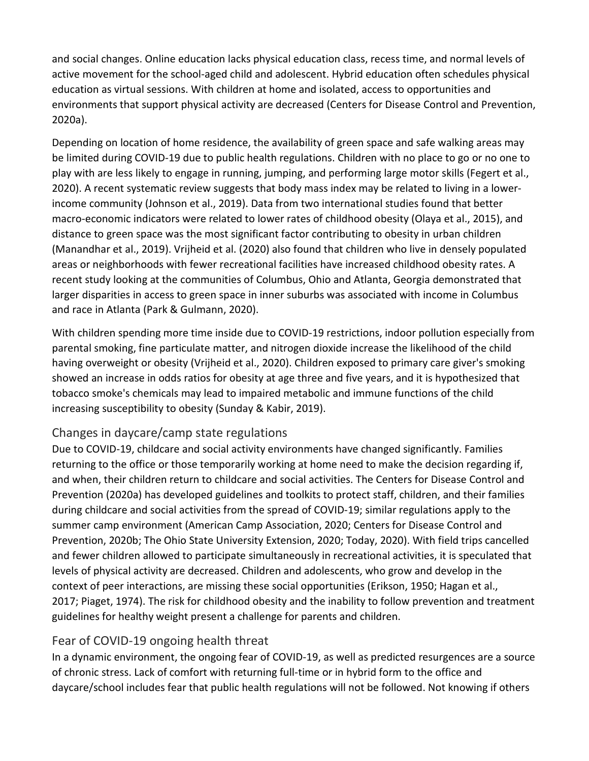and social changes. Online education lacks physical education class, recess time, and normal levels of active movement for the school-aged child and adolescent. Hybrid education often schedules physical education as virtual sessions. With children at home and isolated, access to opportunities and environments that support physical activity are decreased (Centers for Disease Control and Prevention, 2020a).

Depending on location of home residence, the availability of green space and safe walking areas may be limited during COVID-19 due to public health regulations. Children with no place to go or no one to play with are less likely to engage in running, jumping, and performing large motor skills (Fegert et al., 2020). A recent systematic review suggests that body mass index may be related to living in a lower-income community (Johnson et al., 2019). Data from two international studies found that better macro-economic indicators were related to lower rates of childhood obesity (Olaya et al., 2015), and distance to green space was the most significant factor contributing to obesity in urban children (Manandhar et al., 2019). Vrijheid et al. (2020) also found that children who live in densely populated areas or neighborhoods with fewer recreational facilities have increased childhood obesity rates. A recent study looking at the communities of Columbus, Ohio and Atlanta, Georgia demonstrated that larger disparities in access to green space in inner suburbs was associated with income in Columbus and race in Atlanta (Park & Gulmann, 2020).

With children spending more time inside due to COVID-19 restrictions, indoor pollution especially from parental smoking, fine particulate matter, and nitrogen dioxide increase the likelihood of the child having overweight or obesity (Vrijheid et al., 2020). Children exposed to primary care giver's smoking showed an increase in odds ratios for obesity at age three and five years, and it is hypothesized that tobacco smoke's chemicals may lead to impaired metabolic and immune functions of the child increasing susceptibility to obesity (Sunday & Kabir, 2019).

## Changes in daycare/camp state regulations

Due to COVID-19, childcare and social activity environments have changed significantly. Families returning to the office or those temporarily working at home need to make the decision regarding if, and when, their children return to childcare and social activities. The Centers for Disease Control and Prevention (2020a) has developed guidelines and toolkits to protect staff, children, and their families during childcare and social activities from the spread of COVID-19; similar regulations apply to the summer camp environment (American Camp Association, 2020; Centers for Disease Control and Prevention, 2020b; The Ohio State University Extension, 2020; Today, 2020). With field trips cancelled and fewer children allowed to participate simultaneously in recreational activities, it is speculated that levels of physical activity are decreased. Children and adolescents, who grow and develop in the context of peer interactions, are missing these social opportunities (Erikson, 1950; Hagan et al., 2017; Piaget, 1974). The risk for childhood obesity and the inability to follow prevention and treatment guidelines for healthy weight present a challenge for parents and children.

## Fear of COVID-19 ongoing health threat

In a dynamic environment, the ongoing fear of COVID-19, as well as predicted resurgences are a source of chronic stress. Lack of comfort with returning full-time or in hybrid form to the office and daycare/school includes fear that public health regulations will not be followed. Not knowing if others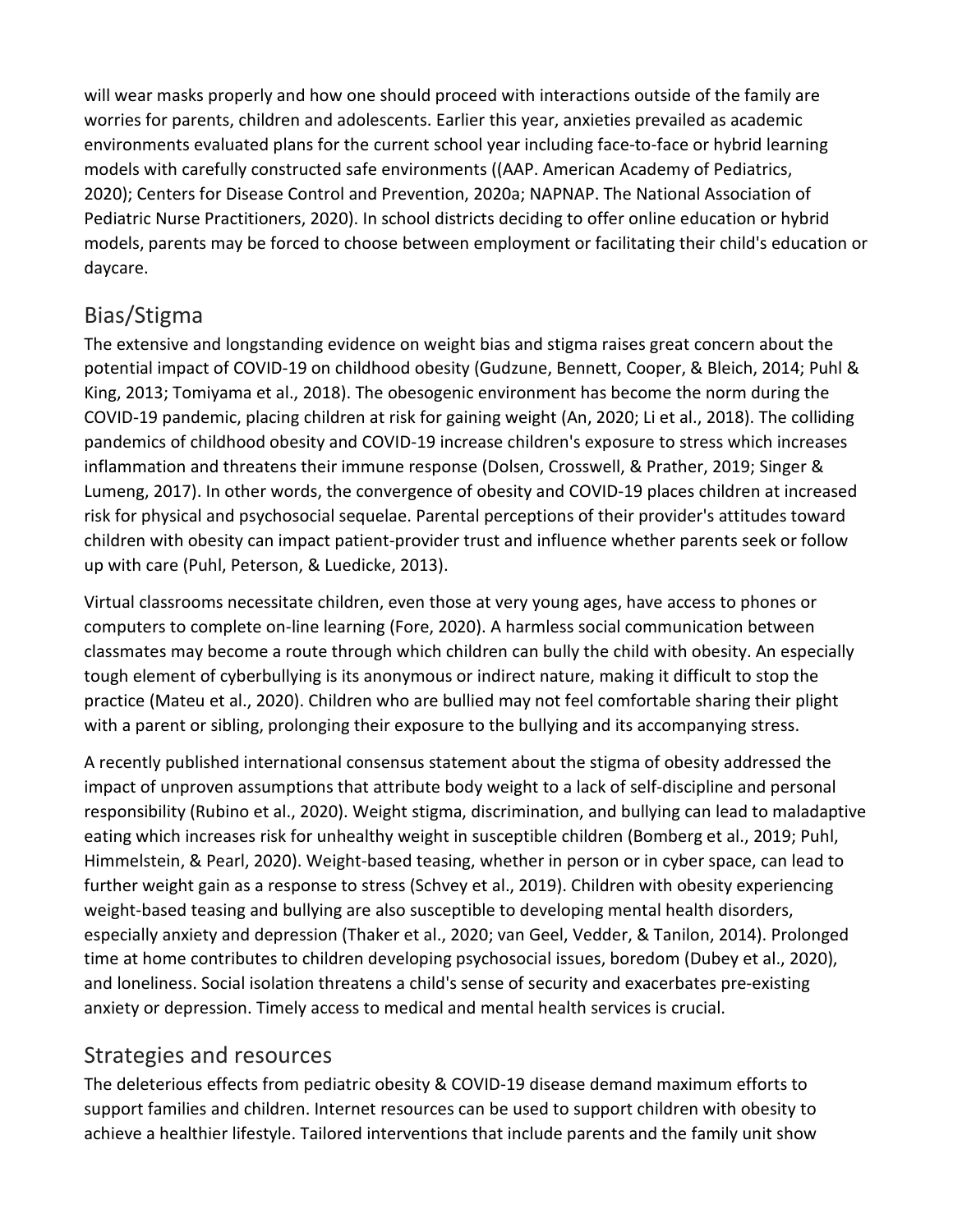will wear masks properly and how one should proceed with interactions outside of the family are worries for parents, children and adolescents. Earlier this year, anxieties prevailed as academic environments evaluated plans for the current school year including face-to-face or hybrid learning models with carefully constructed safe environments ((AAP. American Academy of Pediatrics, 2020); Centers for Disease Control and Prevention, 2020a; NAPNAP. The National Association of Pediatric Nurse Practitioners, 2020). In school districts deciding to offer online education or hybrid models, parents may be forced to choose between employment or facilitating their child's education or daycare.

## Bias/Stigma

The extensive and longstanding evidence on weight bias and stigma raises great concern about the potential impact of COVID-19 on childhood obesity (Gudzune, Bennett, Cooper, & Bleich, 2014; Puhl & King, 2013; Tomiyama et al., 2018). The obesogenic environment has become the norm during the COVID-19 pandemic, placing children at risk for gaining weight (An, 2020; Li et al., 2018). The colliding pandemics of childhood obesity and COVID-19 increase children's exposure to stress which increases inflammation and threatens their immune response (Dolsen, Crosswell, & Prather, 2019; Singer & Lumeng, 2017). In other words, the convergence of obesity and COVID-19 places children at increased risk for physical and psychosocial sequelae. Parental perceptions of their provider's attitudes toward children with obesity can impact patient-provider trust and influence whether parents seek or follow up with care (Puhl, Peterson, & Luedicke, 2013).

Virtual classrooms necessitate children, even those at very young ages, have access to phones or computers to complete on-line learning (Fore, 2020). A harmless social communication between classmates may become a route through which children can bully the child with obesity. An especially tough element of cyberbullying is its anonymous or indirect nature, making it difficult to stop the practice (Mateu et al., 2020). Children who are bullied may not feel comfortable sharing their plight with a parent or sibling, prolonging their exposure to the bullying and its accompanying stress.

A recently published international consensus statement about the stigma of obesity addressed the impact of unproven assumptions that attribute body weight to a lack of self-discipline and personal responsibility (Rubino et al., 2020). Weight stigma, discrimination, and bullying can lead to maladaptive eating which increases risk for unhealthy weight in susceptible children (Bomberg et al., 2019; Puhl, Himmelstein, & Pearl, 2020). Weight-based teasing, whether in person or in cyber space, can lead to further weight gain as a response to stress (Schvey et al., 2019). Children with obesity experiencing weight-based teasing and bullying are also susceptible to developing mental health disorders, especially anxiety and depression (Thaker et al., 2020; van Geel, Vedder, & Tanilon, 2014). Prolonged time at home contributes to children developing psychosocial issues, boredom (Dubey et al., 2020), and loneliness. Social isolation threatens a child's sense of security and exacerbates pre-existing anxiety or depression. Timely access to medical and mental health services is crucial.

## Strategies and resources

The deleterious effects from pediatric obesity & COVID-19 disease demand maximum efforts to support families and children. Internet resources can be used to support children with obesity to achieve a healthier lifestyle. Tailored interventions that include parents and the family unit show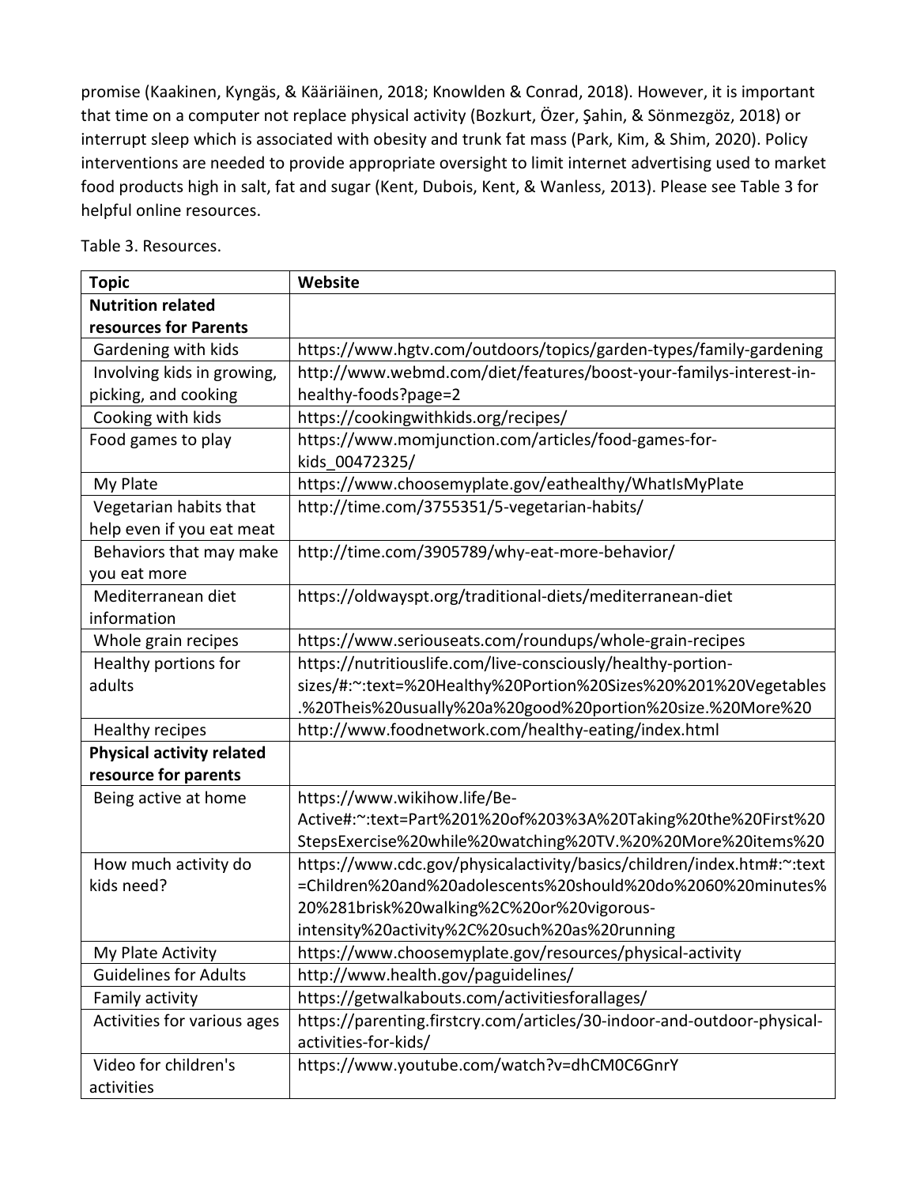promise (Kaakinen, Kyngäs, & Kääriäinen, 2018; Knowlden & Conrad, 2018). However, it is important that time on a computer not replace physical activity (Bozkurt, Özer, Şahin, & Sönmezgöz, 2018) or interrupt sleep which is associated with obesity and trunk fat mass (Park, Kim, & Shim, 2020). Policy interventions are needed to provide appropriate oversight to limit internet advertising used to market food products high in salt, fat and sugar (Kent, Dubois, Kent, & Wanless, 2013). Please see Table 3 for helpful online resources.

Table 3. Resources.

| Topic | Website |
|---|---|
| **Nutrition related resources for Parents** | |
| Gardening with kids | https://www.hgtv.com/outdoors/topics/garden-types/family-gardening |
| Involving kids in growing, picking, and cooking | http://www.webmd.com/diet/features/boost-your-familys-interest-in-healthy-foods?page=2 |
| Cooking with kids | https://cookingwithkids.org/recipes/ |
| Food games to play | https://www.momjunction.com/articles/food-games-for-kids_00472325/ |
| My Plate | https://www.choosemyplate.gov/eathealthy/WhatIsMyPlate |
| Vegetarian habits that help even if you eat meat | http://time.com/3755351/5-vegetarian-habits/ |
| Behaviors that may make you eat more | http://time.com/3905789/why-eat-more-behavior/ |
| Mediterranean diet information | https://oldwayspt.org/traditional-diets/mediterranean-diet |
| Whole grain recipes | https://www.seriouseats.com/roundups/whole-grain-recipes |
| Healthy portions for adults | https://nutritiouslife.com/live-consciously/healthy-portion-sizes/#:~:text=%20Healthy%20Portion%20Sizes%20%201%20Vegetables.%20Theis%20usually%20a%20good%20portion%20size.%20More%20 |
| Healthy recipes | http://www.foodnetwork.com/healthy-eating/index.html |
| **Physical activity related resource for parents** | |
| Being active at home | https://www.wikihow.life/Be-Active#:~:text=Part%201%20of%203%3A%20Taking%20the%20First%20StepsExercise%20while%20watching%20TV.%20%20More%20items%20 |
| How much activity do kids need? | https://www.cdc.gov/physicalactivity/basics/children/index.htm#:~:text=Children%20and%20adolescents%20should%20do%2060%20minutes%20%281brisk%20walking%2C%20or%20vigorous-intensity%20activity%2C%20such%20as%20running |
| My Plate Activity | https://www.choosemyplate.gov/resources/physical-activity |
| Guidelines for Adults | http://www.health.gov/paguidelines/ |
| Family activity | https://getwalkabouts.com/activitiesforallages/ |
| Activities for various ages | https://parenting.firstcry.com/articles/30-indoor-and-outdoor-physical-activities-for-kids/ |
| Video for children's activities | https://www.youtube.com/watch?v=dhCM0C6GnrY |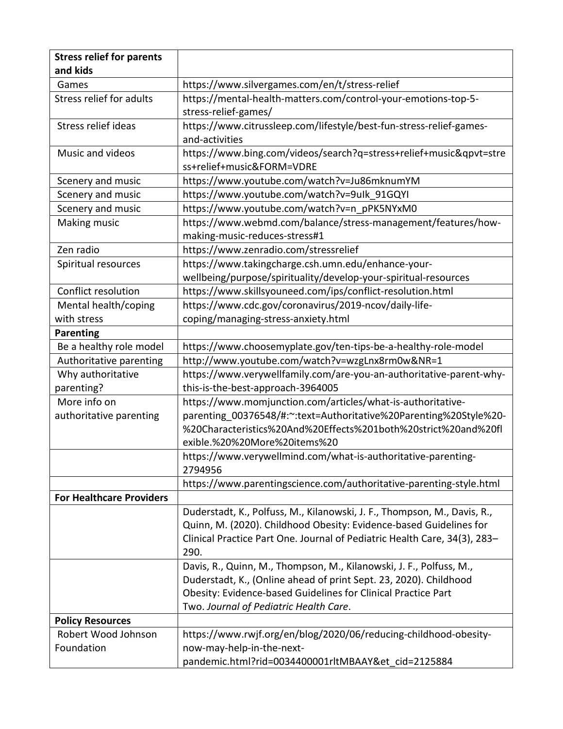| **Stress relief for parents and kids** | |
|---|---|
| Games | https://www.silvergames.com/en/t/stress-relief |
| Stress relief for adults | https://mental-health-matters.com/control-your-emotions-top-5-stress-relief-games/ |
| Stress relief ideas | https://www.citrussleep.com/lifestyle/best-fun-stress-relief-games-and-activities |
| Music and videos | https://www.bing.com/videos/search?q=stress+relief+music&qpvt=stress+relief+music&FORM=VDRE |
| Scenery and music | https://www.youtube.com/watch?v=Ju86mknumYM |
| Scenery and music | https://www.youtube.com/watch?v=9uIk_91GQYI |
| Scenery and music | https://www.youtube.com/watch?v=n_pPK5NYxM0 |
| Making music | https://www.webmd.com/balance/stress-management/features/how-making-music-reduces-stress#1 |
| Zen radio | https://www.zenradio.com/stressrelief |
| Spiritual resources | https://www.takingcharge.csh.umn.edu/enhance-your-wellbeing/purpose/spirituality/develop-your-spiritual-resources |
| Conflict resolution | https://www.skillsyouneed.com/ips/conflict-resolution.html |
| Mental health/coping with stress | https://www.cdc.gov/coronavirus/2019-ncov/daily-life-coping/managing-stress-anxiety.html |
| **Parenting** | |
| Be a healthy role model | https://www.choosemyplate.gov/ten-tips-be-a-healthy-role-model |
| Authoritative parenting | http://www.youtube.com/watch?v=wzgLnx8rm0w&NR=1 |
| Why authoritative parenting? | https://www.verywellfamily.com/are-you-an-authoritative-parent-why-this-is-the-best-approach-3964005 |
| More info on authoritative parenting | https://www.momjunction.com/articles/what-is-authoritative-parenting_00376548/#:~:text=Authoritative%20Parenting%20Style%20-%20Characteristics%20And%20Effects%201both%20strict%20and%20flexible.%20%20More%20items%20 |
| | https://www.verywellmind.com/what-is-authoritative-parenting-2794956 |
| | https://www.parentingscience.com/authoritative-parenting-style.html |
| **For Healthcare Providers** | |
| | Duderstadt, K., Polfuss, M., Kilanowski, J. F., Thompson, M., Davis, R., Quinn, M. (2020). Childhood Obesity: Evidence-based Guidelines for Clinical Practice Part One. Journal of Pediatric Health Care, 34(3), 283–290. |
| | Davis, R., Quinn, M., Thompson, M., Kilanowski, J. F., Polfuss, M., Duderstadt, K., (Online ahead of print Sept. 23, 2020). Childhood Obesity: Evidence-based Guidelines for Clinical Practice Part Two. *Journal of Pediatric Health Care*. |
| **Policy Resources** | |
| Robert Wood Johnson Foundation | https://www.rwjf.org/en/blog/2020/06/reducing-childhood-obesity-now-may-help-in-the-next-pandemic.html?rid=0034400001rltMBAAY&et_cid=2125884 |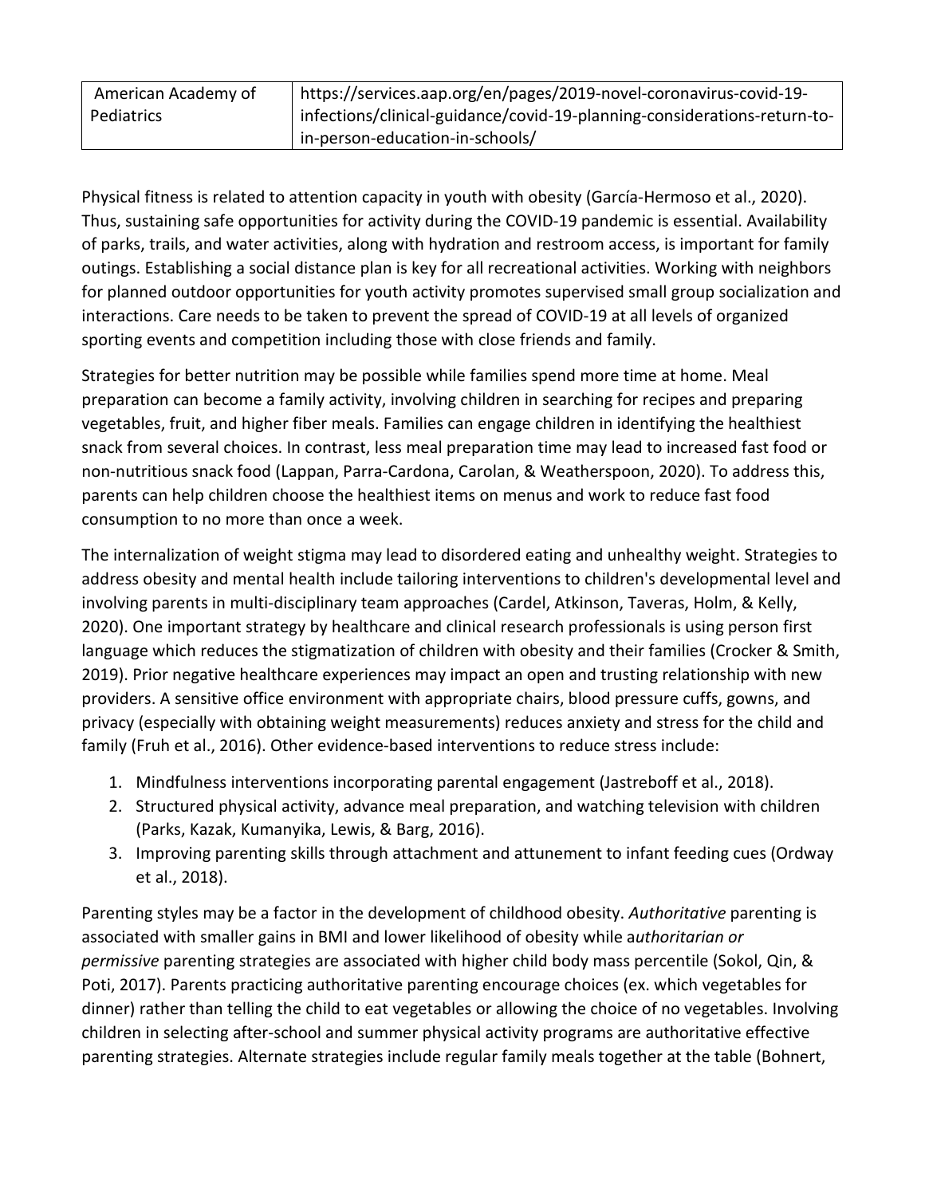| American Academy of Pediatrics | https://services.aap.org/en/pages/2019-novel-coronavirus-covid-19-infections/clinical-guidance/covid-19-planning-considerations-return-to-in-person-education-in-schools/ |
|---|---|

Physical fitness is related to attention capacity in youth with obesity (García-Hermoso et al., 2020). Thus, sustaining safe opportunities for activity during the COVID-19 pandemic is essential. Availability of parks, trails, and water activities, along with hydration and restroom access, is important for family outings. Establishing a social distance plan is key for all recreational activities. Working with neighbors for planned outdoor opportunities for youth activity promotes supervised small group socialization and interactions. Care needs to be taken to prevent the spread of COVID-19 at all levels of organized sporting events and competition including those with close friends and family.

Strategies for better nutrition may be possible while families spend more time at home. Meal preparation can become a family activity, involving children in searching for recipes and preparing vegetables, fruit, and higher fiber meals. Families can engage children in identifying the healthiest snack from several choices. In contrast, less meal preparation time may lead to increased fast food or non-nutritious snack food (Lappan, Parra-Cardona, Carolan, & Weatherspoon, 2020). To address this, parents can help children choose the healthiest items on menus and work to reduce fast food consumption to no more than once a week.

The internalization of weight stigma may lead to disordered eating and unhealthy weight. Strategies to address obesity and mental health include tailoring interventions to children's developmental level and involving parents in multi-disciplinary team approaches (Cardel, Atkinson, Taveras, Holm, & Kelly, 2020). One important strategy by healthcare and clinical research professionals is using person first language which reduces the stigmatization of children with obesity and their families (Crocker & Smith, 2019). Prior negative healthcare experiences may impact an open and trusting relationship with new providers. A sensitive office environment with appropriate chairs, blood pressure cuffs, gowns, and privacy (especially with obtaining weight measurements) reduces anxiety and stress for the child and family (Fruh et al., 2016). Other evidence-based interventions to reduce stress include:

1. Mindfulness interventions incorporating parental engagement (Jastreboff et al., 2018).
2. Structured physical activity, advance meal preparation, and watching television with children (Parks, Kazak, Kumanyika, Lewis, & Barg, 2016).
3. Improving parenting skills through attachment and attunement to infant feeding cues (Ordway et al., 2018).

Parenting styles may be a factor in the development of childhood obesity. *Authoritative* parenting is associated with smaller gains in BMI and lower likelihood of obesity while a*uthoritarian or permissive* parenting strategies are associated with higher child body mass percentile (Sokol, Qin, & Poti, 2017). Parents practicing authoritative parenting encourage choices (ex. which vegetables for dinner) rather than telling the child to eat vegetables or allowing the choice of no vegetables. Involving children in selecting after-school and summer physical activity programs are authoritative effective parenting strategies. Alternate strategies include regular family meals together at the table (Bohnert,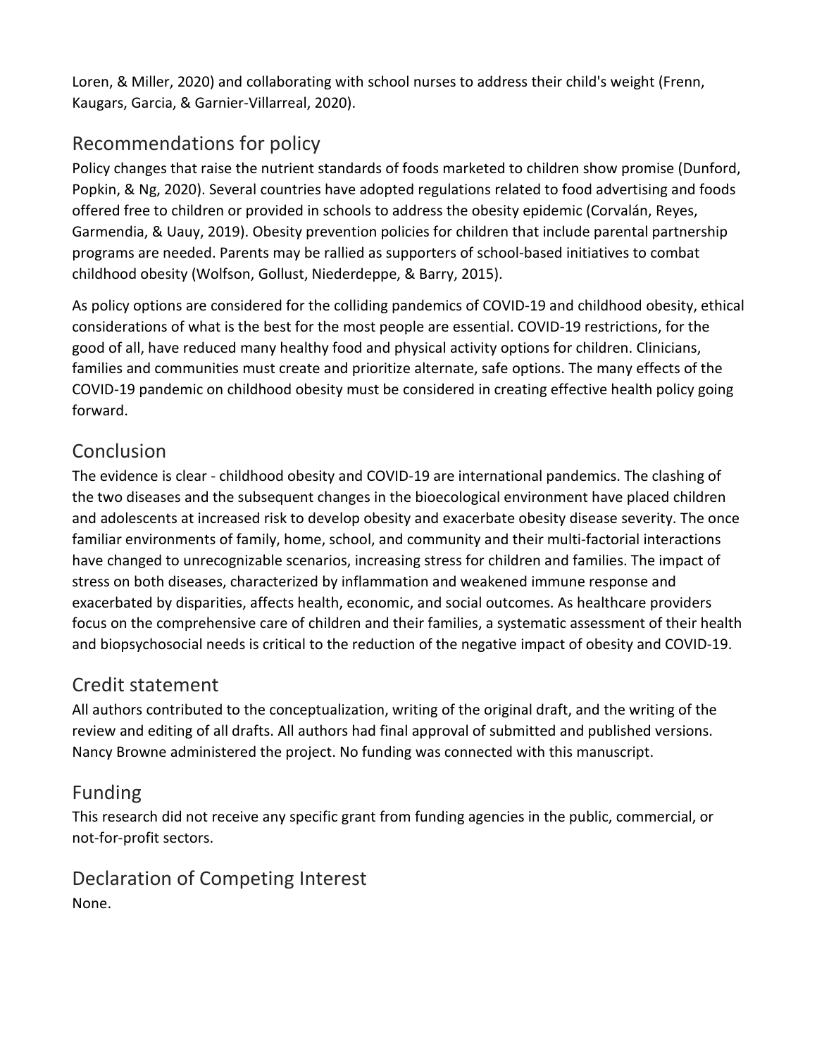Loren, & Miller, 2020) and collaborating with school nurses to address their child's weight (Frenn, Kaugars, Garcia, & Garnier-Villarreal, 2020).

## Recommendations for policy

Policy changes that raise the nutrient standards of foods marketed to children show promise (Dunford, Popkin, & Ng, 2020). Several countries have adopted regulations related to food advertising and foods offered free to children or provided in schools to address the obesity epidemic (Corvalán, Reyes, Garmendia, & Uauy, 2019). Obesity prevention policies for children that include parental partnership programs are needed. Parents may be rallied as supporters of school-based initiatives to combat childhood obesity (Wolfson, Gollust, Niederdeppe, & Barry, 2015).

As policy options are considered for the colliding pandemics of COVID-19 and childhood obesity, ethical considerations of what is the best for the most people are essential. COVID-19 restrictions, for the good of all, have reduced many healthy food and physical activity options for children. Clinicians, families and communities must create and prioritize alternate, safe options. The many effects of the COVID-19 pandemic on childhood obesity must be considered in creating effective health policy going forward.

## Conclusion

The evidence is clear - childhood obesity and COVID-19 are international pandemics. The clashing of the two diseases and the subsequent changes in the bioecological environment have placed children and adolescents at increased risk to develop obesity and exacerbate obesity disease severity. The once familiar environments of family, home, school, and community and their multi-factorial interactions have changed to unrecognizable scenarios, increasing stress for children and families. The impact of stress on both diseases, characterized by inflammation and weakened immune response and exacerbated by disparities, affects health, economic, and social outcomes. As healthcare providers focus on the comprehensive care of children and their families, a systematic assessment of their health and biopsychosocial needs is critical to the reduction of the negative impact of obesity and COVID-19.

## Credit statement

All authors contributed to the conceptualization, writing of the original draft, and the writing of the review and editing of all drafts. All authors had final approval of submitted and published versions. Nancy Browne administered the project. No funding was connected with this manuscript.

## Funding

This research did not receive any specific grant from funding agencies in the public, commercial, or not-for-profit sectors.

## Declaration of Competing Interest

None.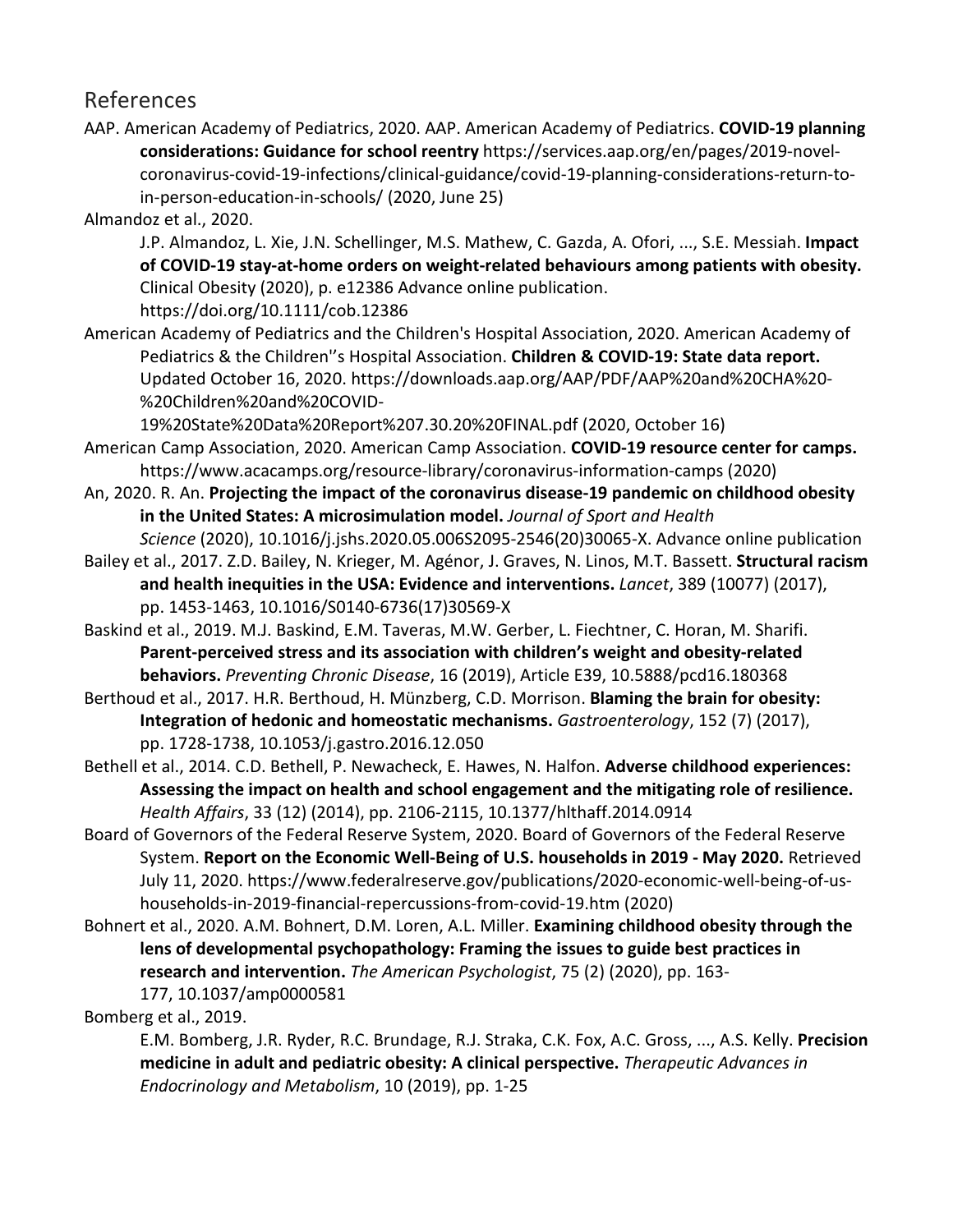## References

AAP. American Academy of Pediatrics, 2020. AAP. American Academy of Pediatrics. **COVID-19 planning considerations: Guidance for school reentry** https://services.aap.org/en/pages/2019-novel-coronavirus-covid-19-infections/clinical-guidance/covid-19-planning-considerations-return-to-in-person-education-in-schools/ (2020, June 25)

Almandoz et al., 2020.
J.P. Almandoz, L. Xie, J.N. Schellinger, M.S. Mathew, C. Gazda, A. Ofori, ..., S.E. Messiah. **Impact of COVID-19 stay-at-home orders on weight-related behaviours among patients with obesity.** Clinical Obesity (2020), p. e12386 Advance online publication. https://doi.org/10.1111/cob.12386

American Academy of Pediatrics and the Children's Hospital Association, 2020. American Academy of Pediatrics & the Children''s Hospital Association. **Children & COVID-19: State data report.** Updated October 16, 2020. https://downloads.aap.org/AAP/PDF/AAP%20and%20CHA%20-%20Children%20and%20COVID-19%20State%20Data%20Report%207.30.20%20FINAL.pdf (2020, October 16)

American Camp Association, 2020. American Camp Association. **COVID-19 resource center for camps.** https://www.acacamps.org/resource-library/coronavirus-information-camps (2020)

An, 2020. R. An. **Projecting the impact of the coronavirus disease-19 pandemic on childhood obesity in the United States: A microsimulation model.** *Journal of Sport and Health Science* (2020), 10.1016/j.jshs.2020.05.006S2095-2546(20)30065-X. Advance online publication

Bailey et al., 2017. Z.D. Bailey, N. Krieger, M. Agénor, J. Graves, N. Linos, M.T. Bassett. **Structural racism and health inequities in the USA: Evidence and interventions.** *Lancet*, 389 (10077) (2017), pp. 1453-1463, 10.1016/S0140-6736(17)30569-X

Baskind et al., 2019. M.J. Baskind, E.M. Taveras, M.W. Gerber, L. Fiechtner, C. Horan, M. Sharifi. **Parent-perceived stress and its association with children's weight and obesity-related behaviors.** *Preventing Chronic Disease*, 16 (2019), Article E39, 10.5888/pcd16.180368

Berthoud et al., 2017. H.R. Berthoud, H. Münzberg, C.D. Morrison. **Blaming the brain for obesity: Integration of hedonic and homeostatic mechanisms.** *Gastroenterology*, 152 (7) (2017), pp. 1728-1738, 10.1053/j.gastro.2016.12.050

Bethell et al., 2014. C.D. Bethell, P. Newacheck, E. Hawes, N. Halfon. **Adverse childhood experiences: Assessing the impact on health and school engagement and the mitigating role of resilience.** *Health Affairs*, 33 (12) (2014), pp. 2106-2115, 10.1377/hlthaff.2014.0914

Board of Governors of the Federal Reserve System, 2020. Board of Governors of the Federal Reserve System. **Report on the Economic Well-Being of U.S. households in 2019 - May 2020.** Retrieved July 11, 2020. https://www.federalreserve.gov/publications/2020-economic-well-being-of-us-households-in-2019-financial-repercussions-from-covid-19.htm (2020)

Bohnert et al., 2020. A.M. Bohnert, D.M. Loren, A.L. Miller. **Examining childhood obesity through the lens of developmental psychopathology: Framing the issues to guide best practices in research and intervention.** *The American Psychologist*, 75 (2) (2020), pp. 163-177, 10.1037/amp0000581

Bomberg et al., 2019.
E.M. Bomberg, J.R. Ryder, R.C. Brundage, R.J. Straka, C.K. Fox, A.C. Gross, ..., A.S. Kelly. **Precision medicine in adult and pediatric obesity: A clinical perspective.** *Therapeutic Advances in Endocrinology and Metabolism*, 10 (2019), pp. 1-25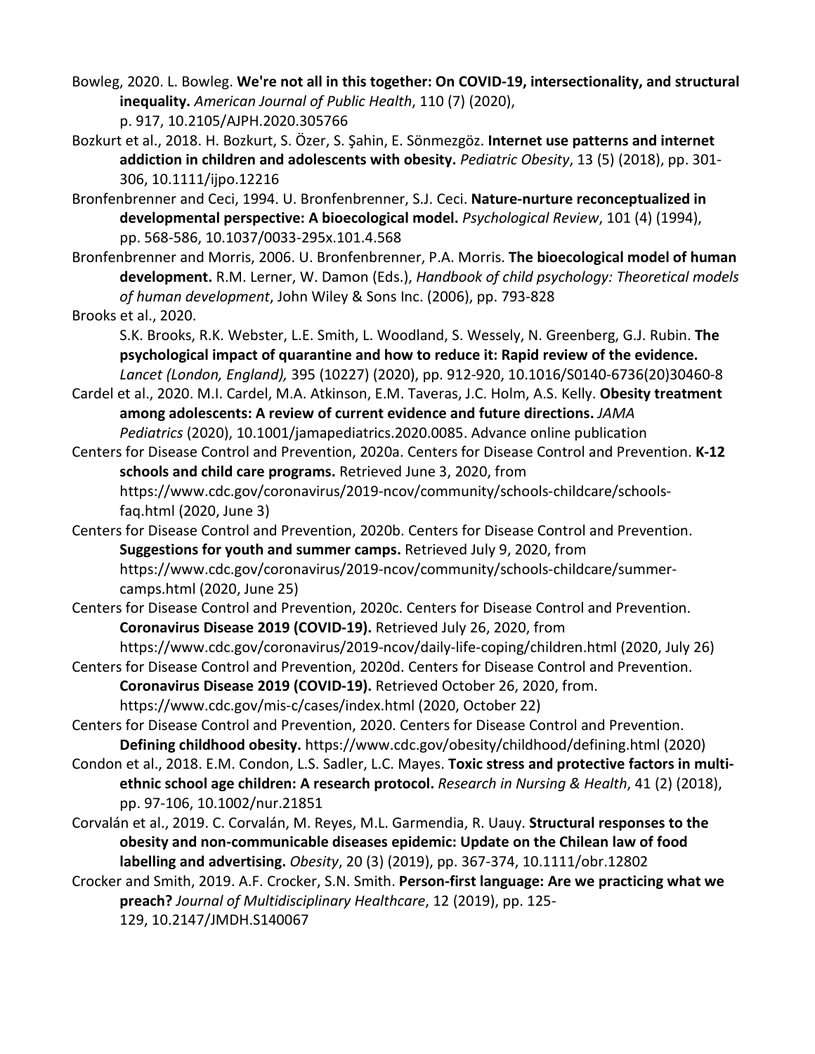Bowleg, 2020. L. Bowleg. **We're not all in this together: On COVID-19, intersectionality, and structural inequality.** *American Journal of Public Health*, 110 (7) (2020), p. 917, 10.2105/AJPH.2020.305766

Bozkurt et al., 2018. H. Bozkurt, S. Özer, S. Şahin, E. Sönmezgöz. **Internet use patterns and internet addiction in children and adolescents with obesity.** *Pediatric Obesity*, 13 (5) (2018), pp. 301-306, 10.1111/ijpo.12216

Bronfenbrenner and Ceci, 1994. U. Bronfenbrenner, S.J. Ceci. **Nature-nurture reconceptualized in developmental perspective: A bioecological model.** *Psychological Review*, 101 (4) (1994), pp. 568-586, 10.1037/0033-295x.101.4.568

Bronfenbrenner and Morris, 2006. U. Bronfenbrenner, P.A. Morris. **The bioecological model of human development.** R.M. Lerner, W. Damon (Eds.), *Handbook of child psychology: Theoretical models of human development*, John Wiley & Sons Inc. (2006), pp. 793-828

Brooks et al., 2020.
S.K. Brooks, R.K. Webster, L.E. Smith, L. Woodland, S. Wessely, N. Greenberg, G.J. Rubin. **The psychological impact of quarantine and how to reduce it: Rapid review of the evidence.** *Lancet (London, England),* 395 (10227) (2020), pp. 912-920, 10.1016/S0140-6736(20)30460-8

Cardel et al., 2020. M.I. Cardel, M.A. Atkinson, E.M. Taveras, J.C. Holm, A.S. Kelly. **Obesity treatment among adolescents: A review of current evidence and future directions.** *JAMA Pediatrics* (2020), 10.1001/jamapediatrics.2020.0085. Advance online publication

Centers for Disease Control and Prevention, 2020a. Centers for Disease Control and Prevention. **K-12 schools and child care programs.** Retrieved June 3, 2020, from https://www.cdc.gov/coronavirus/2019-ncov/community/schools-childcare/schools-faq.html (2020, June 3)

Centers for Disease Control and Prevention, 2020b. Centers for Disease Control and Prevention. **Suggestions for youth and summer camps.** Retrieved July 9, 2020, from https://www.cdc.gov/coronavirus/2019-ncov/community/schools-childcare/summer-camps.html (2020, June 25)

Centers for Disease Control and Prevention, 2020c. Centers for Disease Control and Prevention. **Coronavirus Disease 2019 (COVID-19).** Retrieved July 26, 2020, from https://www.cdc.gov/coronavirus/2019-ncov/daily-life-coping/children.html (2020, July 26)

Centers for Disease Control and Prevention, 2020d. Centers for Disease Control and Prevention. **Coronavirus Disease 2019 (COVID-19).** Retrieved October 26, 2020, from. https://www.cdc.gov/mis-c/cases/index.html (2020, October 22)

Centers for Disease Control and Prevention, 2020. Centers for Disease Control and Prevention. **Defining childhood obesity.** https://www.cdc.gov/obesity/childhood/defining.html (2020)

Condon et al., 2018. E.M. Condon, L.S. Sadler, L.C. Mayes. **Toxic stress and protective factors in multi-ethnic school age children: A research protocol.** *Research in Nursing & Health*, 41 (2) (2018), pp. 97-106, 10.1002/nur.21851

Corvalán et al., 2019. C. Corvalán, M. Reyes, M.L. Garmendia, R. Uauy. **Structural responses to the obesity and non-communicable diseases epidemic: Update on the Chilean law of food labelling and advertising.** *Obesity*, 20 (3) (2019), pp. 367-374, 10.1111/obr.12802

Crocker and Smith, 2019. A.F. Crocker, S.N. Smith. **Person-first language: Are we practicing what we preach?** *Journal of Multidisciplinary Healthcare*, 12 (2019), pp. 125-129, 10.2147/JMDH.S140067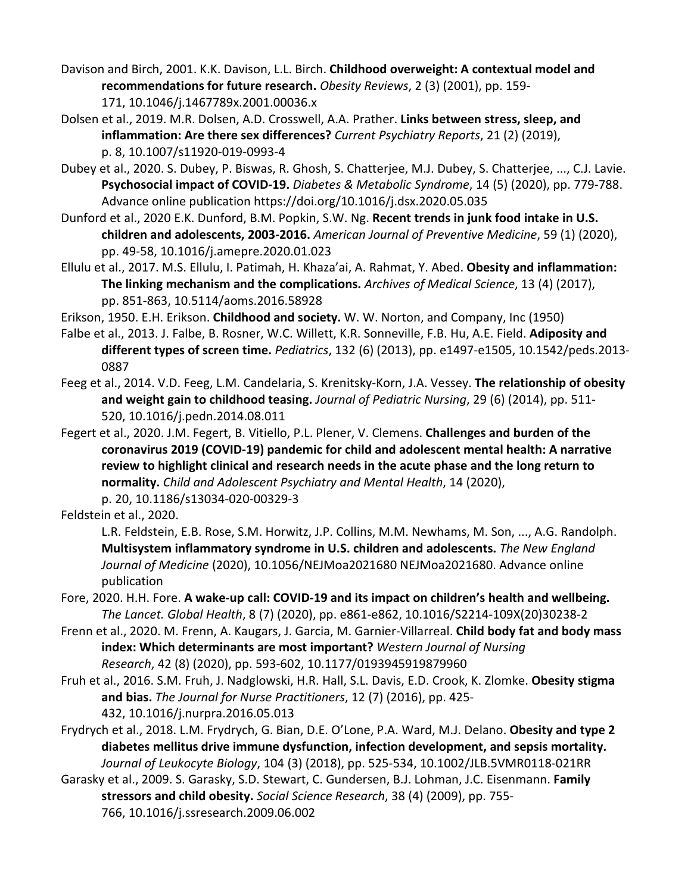Davison and Birch, 2001. K.K. Davison, L.L. Birch. **Childhood overweight: A contextual model and recommendations for future research.** *Obesity Reviews*, 2 (3) (2001), pp. 159-171, 10.1046/j.1467789x.2001.00036.x

Dolsen et al., 2019. M.R. Dolsen, A.D. Crosswell, A.A. Prather. **Links between stress, sleep, and inflammation: Are there sex differences?** *Current Psychiatry Reports*, 21 (2) (2019), p. 8, 10.1007/s11920-019-0993-4

Dubey et al., 2020. S. Dubey, P. Biswas, R. Ghosh, S. Chatterjee, M.J. Dubey, S. Chatterjee, ..., C.J. Lavie. **Psychosocial impact of COVID-19.** *Diabetes & Metabolic Syndrome*, 14 (5) (2020), pp. 779-788. Advance online publication https://doi.org/10.1016/j.dsx.2020.05.035

Dunford et al., 2020 E.K. Dunford, B.M. Popkin, S.W. Ng. **Recent trends in junk food intake in U.S. children and adolescents, 2003-2016.** *American Journal of Preventive Medicine*, 59 (1) (2020), pp. 49-58, 10.1016/j.amepre.2020.01.023

Ellulu et al., 2017. M.S. Ellulu, I. Patimah, H. Khaza'ai, A. Rahmat, Y. Abed. **Obesity and inflammation: The linking mechanism and the complications.** *Archives of Medical Science*, 13 (4) (2017), pp. 851-863, 10.5114/aoms.2016.58928

Erikson, 1950. E.H. Erikson. **Childhood and society.** W. W. Norton, and Company, Inc (1950)

Falbe et al., 2013. J. Falbe, B. Rosner, W.C. Willett, K.R. Sonneville, F.B. Hu, A.E. Field. **Adiposity and different types of screen time.** *Pediatrics*, 132 (6) (2013), pp. e1497-e1505, 10.1542/peds.2013-0887

Feeg et al., 2014. V.D. Feeg, L.M. Candelaria, S. Krenitsky-Korn, J.A. Vessey. **The relationship of obesity and weight gain to childhood teasing.** *Journal of Pediatric Nursing*, 29 (6) (2014), pp. 511-520, 10.1016/j.pedn.2014.08.011

Fegert et al., 2020. J.M. Fegert, B. Vitiello, P.L. Plener, V. Clemens. **Challenges and burden of the coronavirus 2019 (COVID-19) pandemic for child and adolescent mental health: A narrative review to highlight clinical and research needs in the acute phase and the long return to normality.** *Child and Adolescent Psychiatry and Mental Health*, 14 (2020), p. 20, 10.1186/s13034-020-00329-3

Feldstein et al., 2020. L.R. Feldstein, E.B. Rose, S.M. Horwitz, J.P. Collins, M.M. Newhams, M. Son, ..., A.G. Randolph. **Multisystem inflammatory syndrome in U.S. children and adolescents.** *The New England Journal of Medicine* (2020), 10.1056/NEJMoa2021680 NEJMoa2021680. Advance online publication

Fore, 2020. H.H. Fore. **A wake-up call: COVID-19 and its impact on children's health and wellbeing.** *The Lancet. Global Health*, 8 (7) (2020), pp. e861-e862, 10.1016/S2214-109X(20)30238-2

Frenn et al., 2020. M. Frenn, A. Kaugars, J. Garcia, M. Garnier-Villarreal. **Child body fat and body mass index: Which determinants are most important?** *Western Journal of Nursing Research*, 42 (8) (2020), pp. 593-602, 10.1177/0193945919879960

Fruh et al., 2016. S.M. Fruh, J. Nadglowski, H.R. Hall, S.L. Davis, E.D. Crook, K. Zlomke. **Obesity stigma and bias.** *The Journal for Nurse Practitioners*, 12 (7) (2016), pp. 425-432, 10.1016/j.nurpra.2016.05.013

Frydrych et al., 2018. L.M. Frydrych, G. Bian, D.E. O'Lone, P.A. Ward, M.J. Delano. **Obesity and type 2 diabetes mellitus drive immune dysfunction, infection development, and sepsis mortality.** *Journal of Leukocyte Biology*, 104 (3) (2018), pp. 525-534, 10.1002/JLB.5VMR0118-021RR

Garasky et al., 2009. S. Garasky, S.D. Stewart, C. Gundersen, B.J. Lohman, J.C. Eisenmann. **Family stressors and child obesity.** *Social Science Research*, 38 (4) (2009), pp. 755-766, 10.1016/j.ssresearch.2009.06.002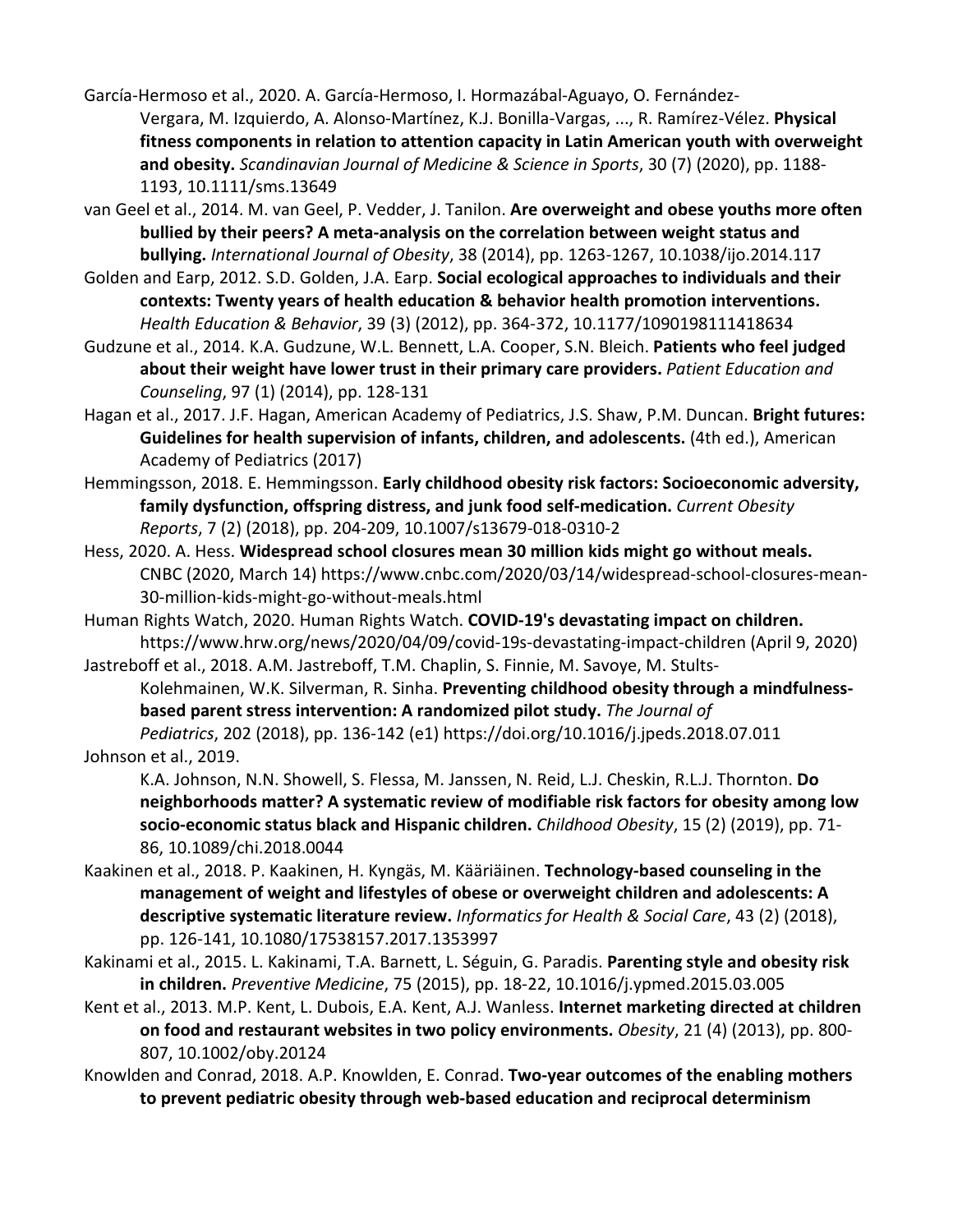García-Hermoso et al., 2020. A. García-Hermoso, I. Hormazábal-Aguayo, O. Fernández-Vergara, M. Izquierdo, A. Alonso-Martínez, K.J. Bonilla-Vargas, ..., R. Ramírez-Vélez. **Physical fitness components in relation to attention capacity in Latin American youth with overweight and obesity.** *Scandinavian Journal of Medicine & Science in Sports*, 30 (7) (2020), pp. 1188-1193, 10.1111/sms.13649

van Geel et al., 2014. M. van Geel, P. Vedder, J. Tanilon. **Are overweight and obese youths more often bullied by their peers? A meta-analysis on the correlation between weight status and bullying.** *International Journal of Obesity*, 38 (2014), pp. 1263-1267, 10.1038/ijo.2014.117

Golden and Earp, 2012. S.D. Golden, J.A. Earp. **Social ecological approaches to individuals and their contexts: Twenty years of health education & behavior health promotion interventions.** *Health Education & Behavior*, 39 (3) (2012), pp. 364-372, 10.1177/1090198111418634

Gudzune et al., 2014. K.A. Gudzune, W.L. Bennett, L.A. Cooper, S.N. Bleich. **Patients who feel judged about their weight have lower trust in their primary care providers.** *Patient Education and Counseling*, 97 (1) (2014), pp. 128-131

Hagan et al., 2017. J.F. Hagan, American Academy of Pediatrics, J.S. Shaw, P.M. Duncan. **Bright futures: Guidelines for health supervision of infants, children, and adolescents.** (4th ed.), American Academy of Pediatrics (2017)

Hemmingsson, 2018. E. Hemmingsson. **Early childhood obesity risk factors: Socioeconomic adversity, family dysfunction, offspring distress, and junk food self-medication.** *Current Obesity Reports*, 7 (2) (2018), pp. 204-209, 10.1007/s13679-018-0310-2

Hess, 2020. A. Hess. **Widespread school closures mean 30 million kids might go without meals.** CNBC (2020, March 14) https://www.cnbc.com/2020/03/14/widespread-school-closures-mean-30-million-kids-might-go-without-meals.html

Human Rights Watch, 2020. Human Rights Watch. **COVID-19's devastating impact on children.** https://www.hrw.org/news/2020/04/09/covid-19s-devastating-impact-children (April 9, 2020)

Jastreboff et al., 2018. A.M. Jastreboff, T.M. Chaplin, S. Finnie, M. Savoye, M. Stults-Kolehmainen, W.K. Silverman, R. Sinha. **Preventing childhood obesity through a mindfulness-based parent stress intervention: A randomized pilot study.** *The Journal of Pediatrics*, 202 (2018), pp. 136-142 (e1) https://doi.org/10.1016/j.jpeds.2018.07.011

Johnson et al., 2019. K.A. Johnson, N.N. Showell, S. Flessa, M. Janssen, N. Reid, L.J. Cheskin, R.L.J. Thornton. **Do neighborhoods matter? A systematic review of modifiable risk factors for obesity among low socio-economic status black and Hispanic children.** *Childhood Obesity*, 15 (2) (2019), pp. 71-86, 10.1089/chi.2018.0044

Kaakinen et al., 2018. P. Kaakinen, H. Kyngäs, M. Kääriäinen. **Technology-based counseling in the management of weight and lifestyles of obese or overweight children and adolescents: A descriptive systematic literature review.** *Informatics for Health & Social Care*, 43 (2) (2018), pp. 126-141, 10.1080/17538157.2017.1353997

Kakinami et al., 2015. L. Kakinami, T.A. Barnett, L. Séguin, G. Paradis. **Parenting style and obesity risk in children.** *Preventive Medicine*, 75 (2015), pp. 18-22, 10.1016/j.ypmed.2015.03.005

Kent et al., 2013. M.P. Kent, L. Dubois, E.A. Kent, A.J. Wanless. **Internet marketing directed at children on food and restaurant websites in two policy environments.** *Obesity*, 21 (4) (2013), pp. 800-807, 10.1002/oby.20124

Knowlden and Conrad, 2018. A.P. Knowlden, E. Conrad. **Two-year outcomes of the enabling mothers to prevent pediatric obesity through web-based education and reciprocal determinism**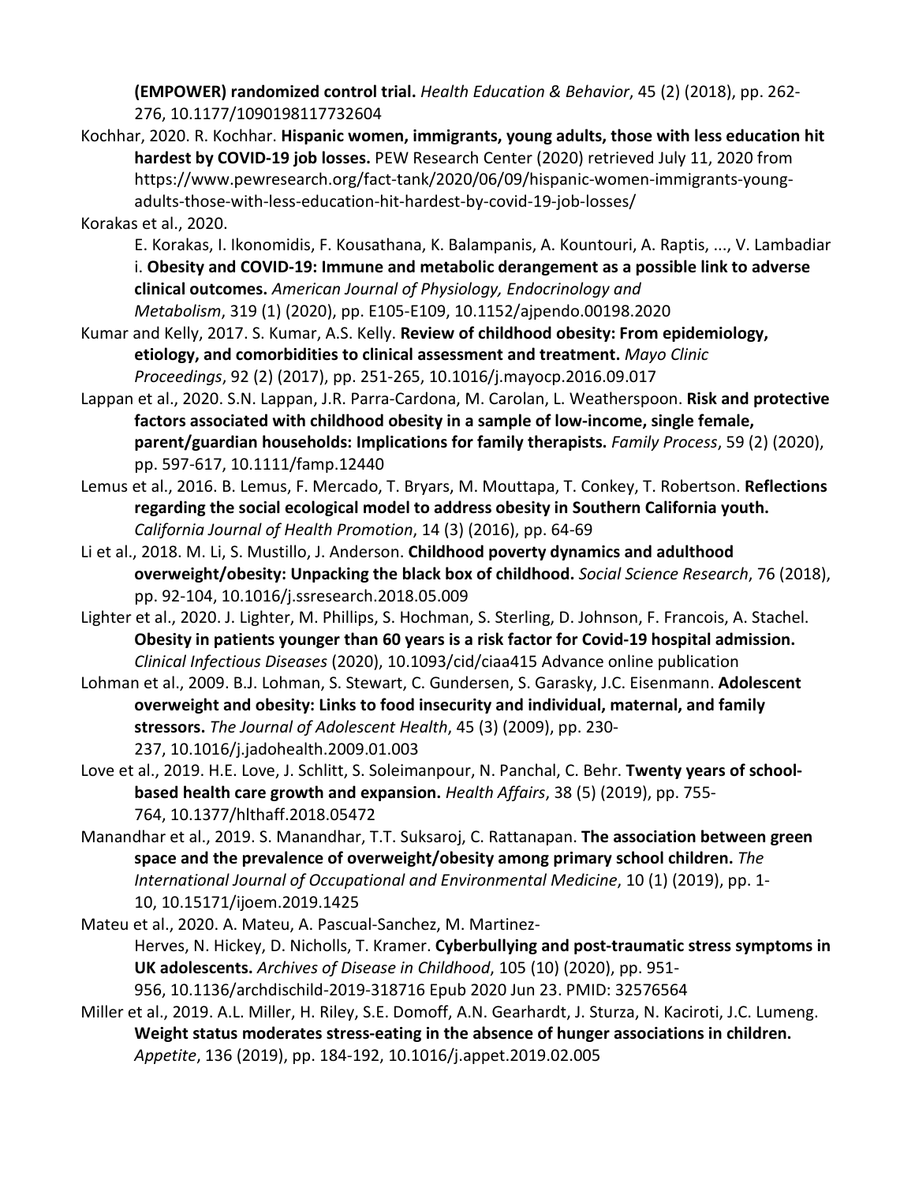**(EMPOWER) randomized control trial.** *Health Education & Behavior*, 45 (2) (2018), pp. 262-276, 10.1177/1090198117732604

Kochhar, 2020. R. Kochhar. **Hispanic women, immigrants, young adults, those with less education hit hardest by COVID-19 job losses.** PEW Research Center (2020) retrieved July 11, 2020 from https://www.pewresearch.org/fact-tank/2020/06/09/hispanic-women-immigrants-young-adults-those-with-less-education-hit-hardest-by-covid-19-job-losses/

Korakas et al., 2020. E. Korakas, I. Ikonomidis, F. Kousathana, K. Balampanis, A. Kountouri, A. Raptis, ..., V. Lambadiari. **Obesity and COVID-19: Immune and metabolic derangement as a possible link to adverse clinical outcomes.** *American Journal of Physiology, Endocrinology and Metabolism*, 319 (1) (2020), pp. E105-E109, 10.1152/ajpendo.00198.2020

Kumar and Kelly, 2017. S. Kumar, A.S. Kelly. **Review of childhood obesity: From epidemiology, etiology, and comorbidities to clinical assessment and treatment.** *Mayo Clinic Proceedings*, 92 (2) (2017), pp. 251-265, 10.1016/j.mayocp.2016.09.017

Lappan et al., 2020. S.N. Lappan, J.R. Parra-Cardona, M. Carolan, L. Weatherspoon. **Risk and protective factors associated with childhood obesity in a sample of low-income, single female, parent/guardian households: Implications for family therapists.** *Family Process*, 59 (2) (2020), pp. 597-617, 10.1111/famp.12440

Lemus et al., 2016. B. Lemus, F. Mercado, T. Bryars, M. Mouttapa, T. Conkey, T. Robertson. **Reflections regarding the social ecological model to address obesity in Southern California youth.** *California Journal of Health Promotion*, 14 (3) (2016), pp. 64-69

Li et al., 2018. M. Li, S. Mustillo, J. Anderson. **Childhood poverty dynamics and adulthood overweight/obesity: Unpacking the black box of childhood.** *Social Science Research*, 76 (2018), pp. 92-104, 10.1016/j.ssresearch.2018.05.009

Lighter et al., 2020. J. Lighter, M. Phillips, S. Hochman, S. Sterling, D. Johnson, F. Francois, A. Stachel. **Obesity in patients younger than 60 years is a risk factor for Covid-19 hospital admission.** *Clinical Infectious Diseases* (2020), 10.1093/cid/ciaa415 Advance online publication

Lohman et al., 2009. B.J. Lohman, S. Stewart, C. Gundersen, S. Garasky, J.C. Eisenmann. **Adolescent overweight and obesity: Links to food insecurity and individual, maternal, and family stressors.** *The Journal of Adolescent Health*, 45 (3) (2009), pp. 230-237, 10.1016/j.jadohealth.2009.01.003

Love et al., 2019. H.E. Love, J. Schlitt, S. Soleimanpour, N. Panchal, C. Behr. **Twenty years of school-based health care growth and expansion.** *Health Affairs*, 38 (5) (2019), pp. 755-764, 10.1377/hlthaff.2018.05472

Manandhar et al., 2019. S. Manandhar, T.T. Suksaroj, C. Rattanapan. **The association between green space and the prevalence of overweight/obesity among primary school children.** *The International Journal of Occupational and Environmental Medicine*, 10 (1) (2019), pp. 1-10, 10.15171/ijoem.2019.1425

Mateu et al., 2020. A. Mateu, A. Pascual-Sanchez, M. Martinez-Herves, N. Hickey, D. Nicholls, T. Kramer. **Cyberbullying and post-traumatic stress symptoms in UK adolescents.** *Archives of Disease in Childhood*, 105 (10) (2020), pp. 951-956, 10.1136/archdischild-2019-318716 Epub 2020 Jun 23. PMID: 32576564

Miller et al., 2019. A.L. Miller, H. Riley, S.E. Domoff, A.N. Gearhardt, J. Sturza, N. Kaciroti, J.C. Lumeng. **Weight status moderates stress-eating in the absence of hunger associations in children.** *Appetite*, 136 (2019), pp. 184-192, 10.1016/j.appet.2019.02.005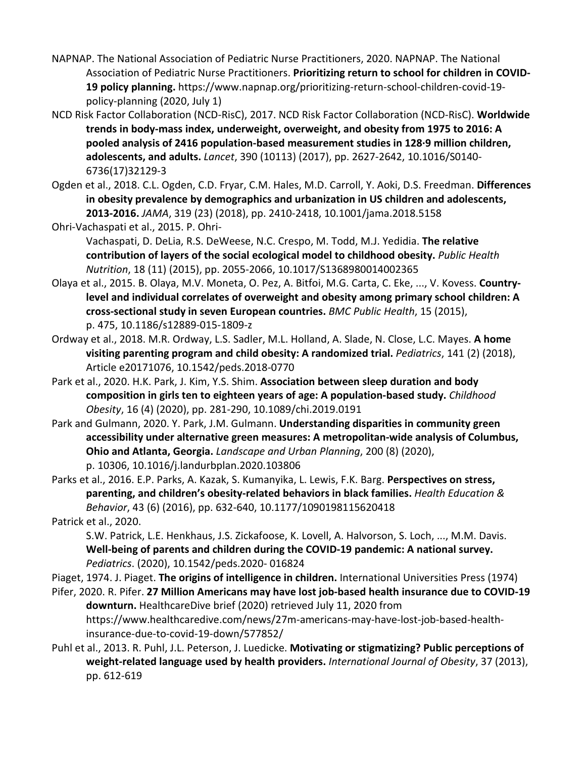NAPNAP. The National Association of Pediatric Nurse Practitioners, 2020. NAPNAP. The National Association of Pediatric Nurse Practitioners. **Prioritizing return to school for children in COVID-19 policy planning.** https://www.napnap.org/prioritizing-return-school-children-covid-19-policy-planning (2020, July 1)

NCD Risk Factor Collaboration (NCD-RisC), 2017. NCD Risk Factor Collaboration (NCD-RisC). **Worldwide trends in body-mass index, underweight, overweight, and obesity from 1975 to 2016: A pooled analysis of 2416 population-based measurement studies in 128·9 million children, adolescents, and adults.** *Lancet*, 390 (10113) (2017), pp. 2627-2642, 10.1016/S0140-6736(17)32129-3

Ogden et al., 2018. C.L. Ogden, C.D. Fryar, C.M. Hales, M.D. Carroll, Y. Aoki, D.S. Freedman. **Differences in obesity prevalence by demographics and urbanization in US children and adolescents, 2013-2016.** *JAMA*, 319 (23) (2018), pp. 2410-2418, 10.1001/jama.2018.5158

Ohri-Vachaspati et al., 2015. P. Ohri-Vachaspati, D. DeLia, R.S. DeWeese, N.C. Crespo, M. Todd, M.J. Yedidia. **The relative contribution of layers of the social ecological model to childhood obesity.** *Public Health Nutrition*, 18 (11) (2015), pp. 2055-2066, 10.1017/S1368980014002365

Olaya et al., 2015. B. Olaya, M.V. Moneta, O. Pez, A. Bitfoi, M.G. Carta, C. Eke, ..., V. Kovess. **Country-level and individual correlates of overweight and obesity among primary school children: A cross-sectional study in seven European countries.** *BMC Public Health*, 15 (2015), p. 475, 10.1186/s12889-015-1809-z

Ordway et al., 2018. M.R. Ordway, L.S. Sadler, M.L. Holland, A. Slade, N. Close, L.C. Mayes. **A home visiting parenting program and child obesity: A randomized trial.** *Pediatrics*, 141 (2) (2018), Article e20171076, 10.1542/peds.2018-0770

Park et al., 2020. H.K. Park, J. Kim, Y.S. Shim. **Association between sleep duration and body composition in girls ten to eighteen years of age: A population-based study.** *Childhood Obesity*, 16 (4) (2020), pp. 281-290, 10.1089/chi.2019.0191

Park and Gulmann, 2020. Y. Park, J.M. Gulmann. **Understanding disparities in community green accessibility under alternative green measures: A metropolitan-wide analysis of Columbus, Ohio and Atlanta, Georgia.** *Landscape and Urban Planning*, 200 (8) (2020), p. 10306, 10.1016/j.landurbplan.2020.103806

Parks et al., 2016. E.P. Parks, A. Kazak, S. Kumanyika, L. Lewis, F.K. Barg. **Perspectives on stress, parenting, and children's obesity-related behaviors in black families.** *Health Education & Behavior*, 43 (6) (2016), pp. 632-640, 10.1177/1090198115620418

Patrick et al., 2020. S.W. Patrick, L.E. Henkhaus, J.S. Zickafoose, K. Lovell, A. Halvorson, S. Loch, ..., M.M. Davis. **Well-being of parents and children during the COVID-19 pandemic: A national survey.** *Pediatrics*. (2020), 10.1542/peds.2020- 016824

Piaget, 1974. J. Piaget. **The origins of intelligence in children.** International Universities Press (1974)

Pifer, 2020. R. Pifer. **27 Million Americans may have lost job-based health insurance due to COVID-19 downturn.** HealthcareDive brief (2020) retrieved July 11, 2020 from https://www.healthcaredive.com/news/27m-americans-may-have-lost-job-based-health-insurance-due-to-covid-19-down/577852/

Puhl et al., 2013. R. Puhl, J.L. Peterson, J. Luedicke. **Motivating or stigmatizing? Public perceptions of weight-related language used by health providers.** *International Journal of Obesity*, 37 (2013), pp. 612-619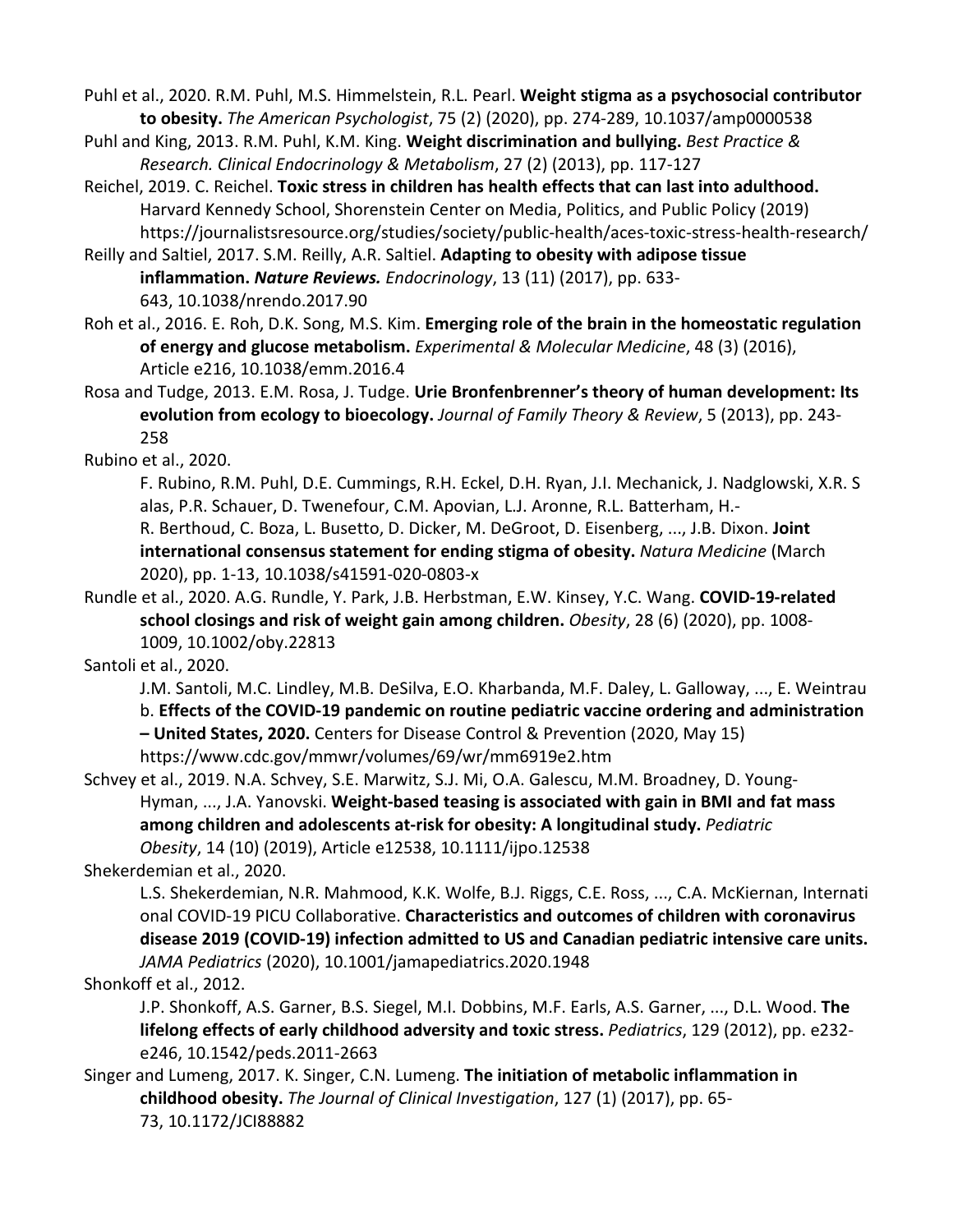Puhl et al., 2020. R.M. Puhl, M.S. Himmelstein, R.L. Pearl. **Weight stigma as a psychosocial contributor to obesity.** *The American Psychologist*, 75 (2) (2020), pp. 274-289, 10.1037/amp0000538

Puhl and King, 2013. R.M. Puhl, K.M. King. **Weight discrimination and bullying.** *Best Practice & Research. Clinical Endocrinology & Metabolism*, 27 (2) (2013), pp. 117-127

Reichel, 2019. C. Reichel. **Toxic stress in children has health effects that can last into adulthood.** Harvard Kennedy School, Shorenstein Center on Media, Politics, and Public Policy (2019) https://journalistsresource.org/studies/society/public-health/aces-toxic-stress-health-research/

Reilly and Saltiel, 2017. S.M. Reilly, A.R. Saltiel. **Adapting to obesity with adipose tissue inflammation.** ***Nature Reviews.*** *Endocrinology*, 13 (11) (2017), pp. 633-643, 10.1038/nrendo.2017.90

Roh et al., 2016. E. Roh, D.K. Song, M.S. Kim. **Emerging role of the brain in the homeostatic regulation of energy and glucose metabolism.** *Experimental & Molecular Medicine*, 48 (3) (2016), Article e216, 10.1038/emm.2016.4

Rosa and Tudge, 2013. E.M. Rosa, J. Tudge. **Urie Bronfenbrenner's theory of human development: Its evolution from ecology to bioecology.** *Journal of Family Theory & Review*, 5 (2013), pp. 243-258

Rubino et al., 2020.
F. Rubino, R.M. Puhl, D.E. Cummings, R.H. Eckel, D.H. Ryan, J.I. Mechanick, J. Nadglowski, X.R. Salas, P.R. Schauer, D. Twenefour, C.M. Apovian, L.J. Aronne, R.L. Batterham, H.-R. Berthoud, C. Boza, L. Busetto, D. Dicker, M. DeGroot, D. Eisenberg, ..., J.B. Dixon. **Joint international consensus statement for ending stigma of obesity.** *Natura Medicine* (March 2020), pp. 1-13, 10.1038/s41591-020-0803-x

Rundle et al., 2020. A.G. Rundle, Y. Park, J.B. Herbstman, E.W. Kinsey, Y.C. Wang. **COVID-19-related school closings and risk of weight gain among children.** *Obesity*, 28 (6) (2020), pp. 1008-1009, 10.1002/oby.22813

Santoli et al., 2020.
J.M. Santoli, M.C. Lindley, M.B. DeSilva, E.O. Kharbanda, M.F. Daley, L. Galloway, ..., E. Weintraub. **Effects of the COVID-19 pandemic on routine pediatric vaccine ordering and administration – United States, 2020.** Centers for Disease Control & Prevention (2020, May 15) https://www.cdc.gov/mmwr/volumes/69/wr/mm6919e2.htm

Schvey et al., 2019. N.A. Schvey, S.E. Marwitz, S.J. Mi, O.A. Galescu, M.M. Broadney, D. Young-Hyman, ..., J.A. Yanovski. **Weight-based teasing is associated with gain in BMI and fat mass among children and adolescents at-risk for obesity: A longitudinal study.** *Pediatric Obesity*, 14 (10) (2019), Article e12538, 10.1111/ijpo.12538

Shekerdemian et al., 2020.
L.S. Shekerdemian, N.R. Mahmood, K.K. Wolfe, B.J. Riggs, C.E. Ross, ..., C.A. McKiernan, International COVID-19 PICU Collaborative. **Characteristics and outcomes of children with coronavirus disease 2019 (COVID-19) infection admitted to US and Canadian pediatric intensive care units.** *JAMA Pediatrics* (2020), 10.1001/jamapediatrics.2020.1948

Shonkoff et al., 2012.
J.P. Shonkoff, A.S. Garner, B.S. Siegel, M.I. Dobbins, M.F. Earls, A.S. Garner, ..., D.L. Wood. **The lifelong effects of early childhood adversity and toxic stress.** *Pediatrics*, 129 (2012), pp. e232-e246, 10.1542/peds.2011-2663

Singer and Lumeng, 2017. K. Singer, C.N. Lumeng. **The initiation of metabolic inflammation in childhood obesity.** *The Journal of Clinical Investigation*, 127 (1) (2017), pp. 65-73, 10.1172/JCI88882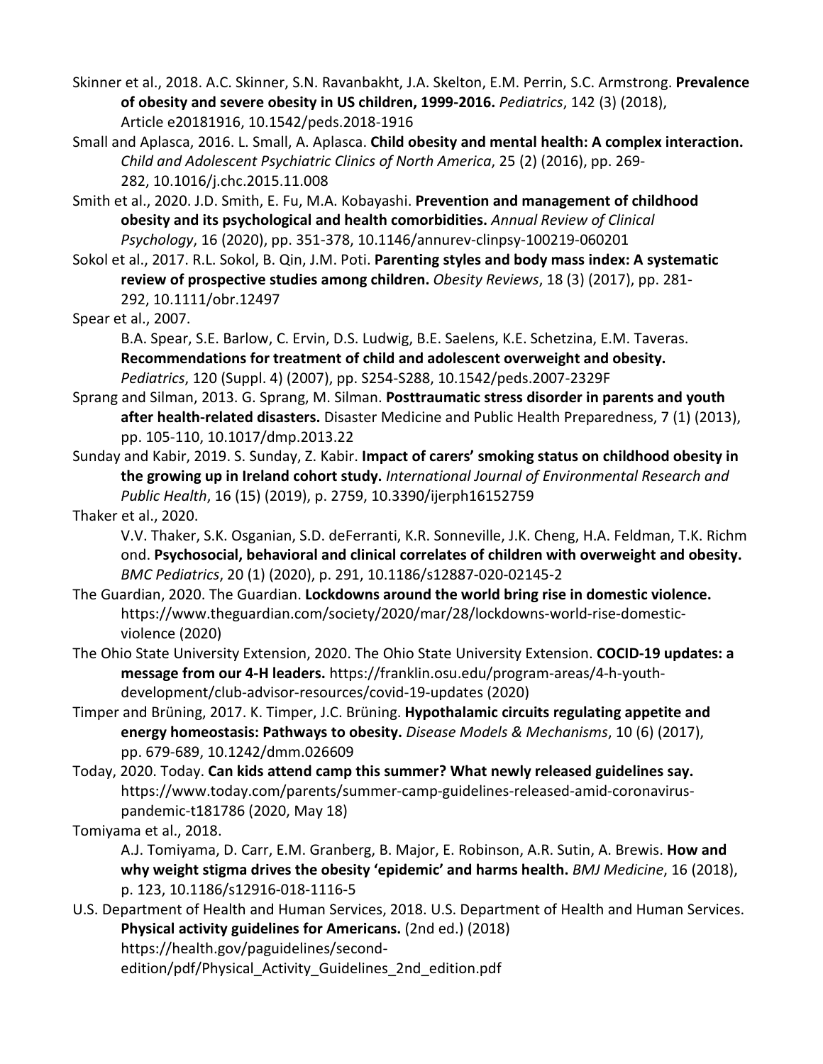Skinner et al., 2018. A.C. Skinner, S.N. Ravanbakht, J.A. Skelton, E.M. Perrin, S.C. Armstrong. **Prevalence of obesity and severe obesity in US children, 1999-2016.** *Pediatrics*, 142 (3) (2018), Article e20181916, 10.1542/peds.2018-1916

Small and Aplasca, 2016. L. Small, A. Aplasca. **Child obesity and mental health: A complex interaction.** *Child and Adolescent Psychiatric Clinics of North America*, 25 (2) (2016), pp. 269-282, 10.1016/j.chc.2015.11.008

Smith et al., 2020. J.D. Smith, E. Fu, M.A. Kobayashi. **Prevention and management of childhood obesity and its psychological and health comorbidities.** *Annual Review of Clinical Psychology*, 16 (2020), pp. 351-378, 10.1146/annurev-clinpsy-100219-060201

Sokol et al., 2017. R.L. Sokol, B. Qin, J.M. Poti. **Parenting styles and body mass index: A systematic review of prospective studies among children.** *Obesity Reviews*, 18 (3) (2017), pp. 281-292, 10.1111/obr.12497

Spear et al., 2007. B.A. Spear, S.E. Barlow, C. Ervin, D.S. Ludwig, B.E. Saelens, K.E. Schetzina, E.M. Taveras. **Recommendations for treatment of child and adolescent overweight and obesity.** *Pediatrics*, 120 (Suppl. 4) (2007), pp. S254-S288, 10.1542/peds.2007-2329F

Sprang and Silman, 2013. G. Sprang, M. Silman. **Posttraumatic stress disorder in parents and youth after health-related disasters.** Disaster Medicine and Public Health Preparedness, 7 (1) (2013), pp. 105-110, 10.1017/dmp.2013.22

Sunday and Kabir, 2019. S. Sunday, Z. Kabir. **Impact of carers' smoking status on childhood obesity in the growing up in Ireland cohort study.** *International Journal of Environmental Research and Public Health*, 16 (15) (2019), p. 2759, 10.3390/ijerph16152759

Thaker et al., 2020. V.V. Thaker, S.K. Osganian, S.D. deFerranti, K.R. Sonneville, J.K. Cheng, H.A. Feldman, T.K. Richmond. **Psychosocial, behavioral and clinical correlates of children with overweight and obesity.** *BMC Pediatrics*, 20 (1) (2020), p. 291, 10.1186/s12887-020-02145-2

The Guardian, 2020. The Guardian. **Lockdowns around the world bring rise in domestic violence.** https://www.theguardian.com/society/2020/mar/28/lockdowns-world-rise-domestic-violence (2020)

The Ohio State University Extension, 2020. The Ohio State University Extension. **COCID-19 updates: a message from our 4-H leaders.** https://franklin.osu.edu/program-areas/4-h-youth-development/club-advisor-resources/covid-19-updates (2020)

Timper and Brüning, 2017. K. Timper, J.C. Brüning. **Hypothalamic circuits regulating appetite and energy homeostasis: Pathways to obesity.** *Disease Models & Mechanisms*, 10 (6) (2017), pp. 679-689, 10.1242/dmm.026609

Today, 2020. Today. **Can kids attend camp this summer? What newly released guidelines say.** https://www.today.com/parents/summer-camp-guidelines-released-amid-coronavirus-pandemic-t181786 (2020, May 18)

Tomiyama et al., 2018. A.J. Tomiyama, D. Carr, E.M. Granberg, B. Major, E. Robinson, A.R. Sutin, A. Brewis. **How and why weight stigma drives the obesity 'epidemic' and harms health.** *BMJ Medicine*, 16 (2018), p. 123, 10.1186/s12916-018-1116-5

U.S. Department of Health and Human Services, 2018. U.S. Department of Health and Human Services. **Physical activity guidelines for Americans.** (2nd ed.) (2018) https://health.gov/paguidelines/second-edition/pdf/Physical_Activity_Guidelines_2nd_edition.pdf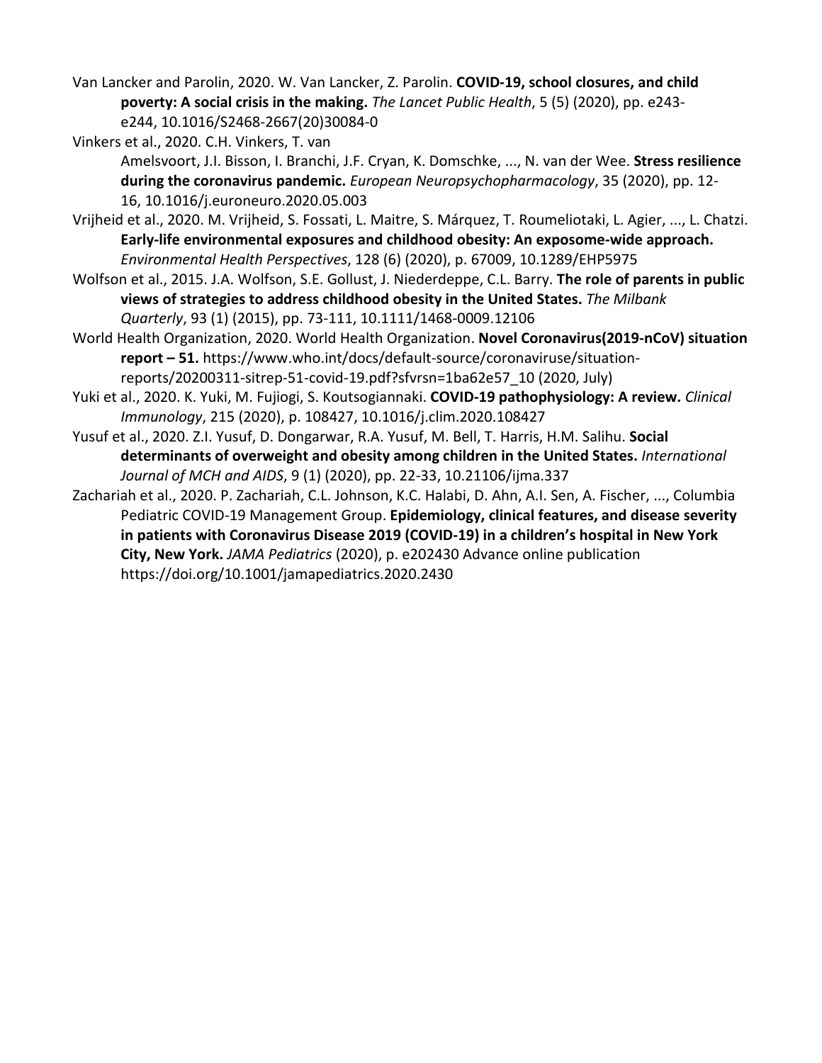Van Lancker and Parolin, 2020. W. Van Lancker, Z. Parolin. **COVID-19, school closures, and child poverty: A social crisis in the making.** *The Lancet Public Health*, 5 (5) (2020), pp. e243-e244, 10.1016/S2468-2667(20)30084-0

Vinkers et al., 2020. C.H. Vinkers, T. van Amelsvoort, J.I. Bisson, I. Branchi, J.F. Cryan, K. Domschke, ..., N. van der Wee. **Stress resilience during the coronavirus pandemic.** *European Neuropsychopharmacology*, 35 (2020), pp. 12-16, 10.1016/j.euroneuro.2020.05.003

Vrijheid et al., 2020. M. Vrijheid, S. Fossati, L. Maitre, S. Márquez, T. Roumeliotaki, L. Agier, ..., L. Chatzi. **Early-life environmental exposures and childhood obesity: An exposome-wide approach.** *Environmental Health Perspectives*, 128 (6) (2020), p. 67009, 10.1289/EHP5975

Wolfson et al., 2015. J.A. Wolfson, S.E. Gollust, J. Niederdeppe, C.L. Barry. **The role of parents in public views of strategies to address childhood obesity in the United States.** *The Milbank Quarterly*, 93 (1) (2015), pp. 73-111, 10.1111/1468-0009.12106

World Health Organization, 2020. World Health Organization. **Novel Coronavirus(2019-nCoV) situation report – 51.** https://www.who.int/docs/default-source/coronaviruse/situation-reports/20200311-sitrep-51-covid-19.pdf?sfvrsn=1ba62e57_10 (2020, July)

Yuki et al., 2020. K. Yuki, M. Fujiogi, S. Koutsogiannaki. **COVID-19 pathophysiology: A review.** *Clinical Immunology*, 215 (2020), p. 108427, 10.1016/j.clim.2020.108427

Yusuf et al., 2020. Z.I. Yusuf, D. Dongarwar, R.A. Yusuf, M. Bell, T. Harris, H.M. Salihu. **Social determinants of overweight and obesity among children in the United States.** *International Journal of MCH and AIDS*, 9 (1) (2020), pp. 22-33, 10.21106/ijma.337

Zachariah et al., 2020. P. Zachariah, C.L. Johnson, K.C. Halabi, D. Ahn, A.I. Sen, A. Fischer, ..., Columbia Pediatric COVID-19 Management Group. **Epidemiology, clinical features, and disease severity in patients with Coronavirus Disease 2019 (COVID-19) in a children's hospital in New York City, New York.** *JAMA Pediatrics* (2020), p. e202430 Advance online publication https://doi.org/10.1001/jamapediatrics.2020.2430